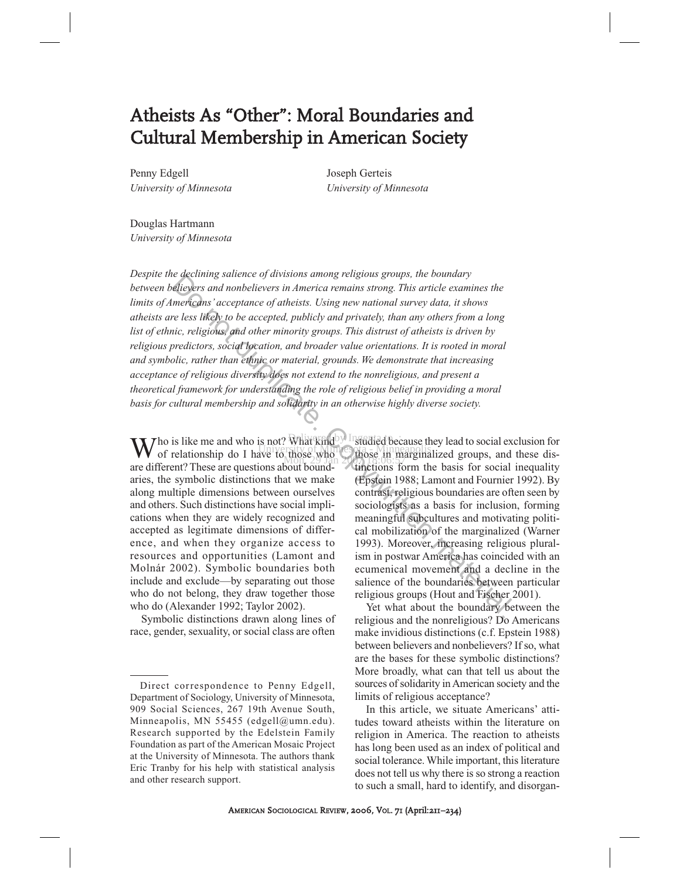# Atheists As "Other": Moral Boundaries and Cultural Membership in American Society

Penny Edgell
*University of Minnesota*

Joseph Gerteis
*University of Minnesota*

Douglas Hartmann
*University of Minnesota*

*Despite the declining salience of divisions among religious groups, the boundary between believers and nonbelievers in America remains strong. This article examines the limits of Americans' acceptance of atheists. Using new national survey data, it shows atheists are less likely to be accepted, publicly and privately, than any others from a long list of ethnic, religious, and other minority groups. This distrust of atheists is driven by religious predictors, social location, and broader value orientations. It is rooted in moral and symbolic, rather than ethnic or material, grounds. We demonstrate that increasing acceptance of religious diversity does not extend to the nonreligious, and present a theoretical framework for understanding the role of religious belief in providing a moral basis for cultural membership and solidarity in an otherwise highly diverse society.*

Who is like me and who is not? What kind of relationship do I have to those who are different? These are questions about boundaries, the symbolic distinctions that we make along multiple dimensions between ourselves and others. Such distinctions have social implications when they are widely recognized and accepted as legitimate dimensions of difference, and when they organize access to resources and opportunities (Lamont and Molnár 2002). Symbolic boundaries both include and exclude—by separating out those who do not belong, they draw together those who do (Alexander 1992; Taylor 2002).

Symbolic distinctions drawn along lines of race, gender, sexuality, or social class are often studied because they lead to social exclusion for those in marginalized groups, and these distinctions form the basis for social inequality (Epstein 1988; Lamont and Fournier 1992). By contrast, religious boundaries are often seen by sociologists as a basis for inclusion, forming meaningful subcultures and motivating political mobilization of the marginalized (Warner 1993). Moreover, increasing religious pluralism in postwar America has coincided with an ecumenical movement and a decline in the salience of the boundaries between particular religious groups (Hout and Fischer 2001).

Yet what about the boundary between the religious and the nonreligious? Do Americans make invidious distinctions (c.f. Epstein 1988) between believers and nonbelievers? If so, what are the bases for these symbolic distinctions? More broadly, what can that tell us about the sources of solidarity in American society and the limits of religious acceptance?

In this article, we situate Americans' attitudes toward atheists within the literature on religion in America. The reaction to atheists has long been used as an index of political and social tolerance. While important, this literature does not tell us why there is so strong a reaction to such a small, hard to identify, and disorgan-

---

Direct correspondence to Penny Edgell, Department of Sociology, University of Minnesota, 909 Social Sciences, 267 19th Avenue South, Minneapolis, MN 55455 (edgell@umn.edu). Research supported by the Edelstein Family Foundation as part of the American Mosaic Project at the University of Minnesota. The authors thank Eric Tranby for his help with statistical analysis and other research support.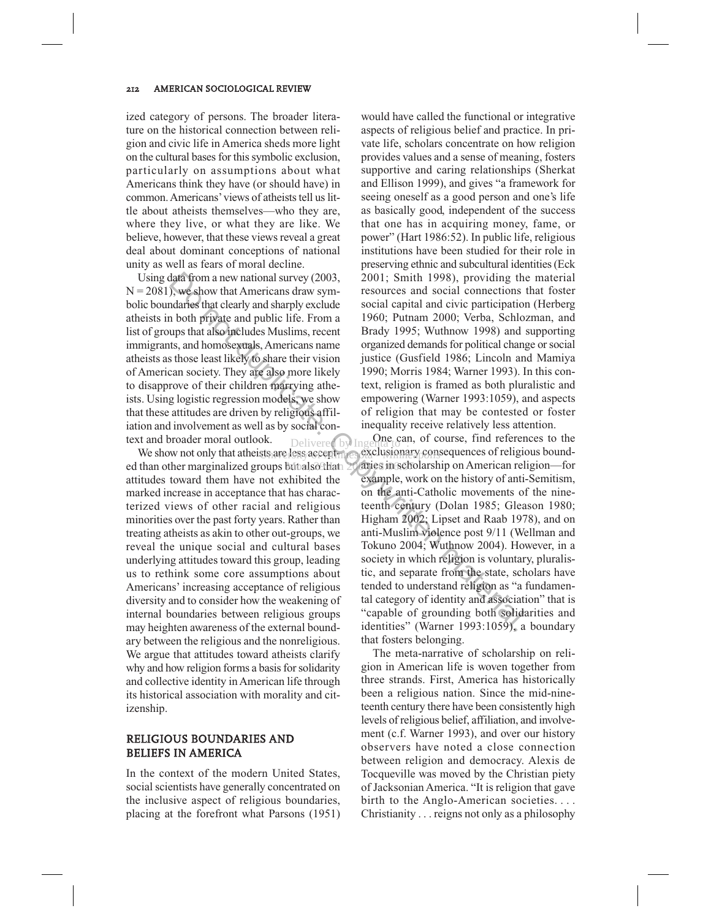ized category of persons. The broader literature on the historical connection between religion and civic life in America sheds more light on the cultural bases for this symbolic exclusion, particularly on assumptions about what Americans think they have (or should have) in common. Americans' views of atheists tell us little about atheists themselves—who they are, where they live, or what they are like. We believe, however, that these views reveal a great deal about dominant conceptions of national unity as well as fears of moral decline.

Using data from a new national survey (2003, N = 2081), we show that Americans draw symbolic boundaries that clearly and sharply exclude atheists in both private and public life. From a list of groups that also includes Muslims, recent immigrants, and homosexuals, Americans name atheists as those least likely to share their vision of American society. They are also more likely to disapprove of their children marrying atheists. Using logistic regression models, we show that these attitudes are driven by religious affiliation and involvement as well as by social context and broader moral outlook.

We show not only that atheists are less accepted than other marginalized groups but also that attitudes toward them have not exhibited the marked increase in acceptance that has characterized views of other racial and religious minorities over the past forty years. Rather than treating atheists as akin to other out-groups, we reveal the unique social and cultural bases underlying attitudes toward this group, leading us to rethink some core assumptions about Americans' increasing acceptance of religious diversity and to consider how the weakening of internal boundaries between religious groups may heighten awareness of the external boundary between the religious and the nonreligious. We argue that attitudes toward atheists clarify why and how religion forms a basis for solidarity and collective identity in American life through its historical association with morality and citizenship.

## RELIGIOUS BOUNDARIES AND BELIEFS IN AMERICA

In the context of the modern United States, social scientists have generally concentrated on the inclusive aspect of religious boundaries, placing at the forefront what Parsons (1951) would have called the functional or integrative aspects of religious belief and practice. In private life, scholars concentrate on how religion provides values and a sense of meaning, fosters supportive and caring relationships (Sherkat and Ellison 1999), and gives "a framework for seeing oneself as a good person and one's life as basically good, independent of the success that one has in acquiring money, fame, or power" (Hart 1986:52). In public life, religious institutions have been studied for their role in preserving ethnic and subcultural identities (Eck 2001; Smith 1998), providing the material resources and social connections that foster social capital and civic participation (Herberg 1960; Putnam 2000; Verba, Schlozman, and Brady 1995; Wuthnow 1998) and supporting organized demands for political change or social justice (Gusfield 1986; Lincoln and Mamiya 1990; Morris 1984; Warner 1993). In this context, religion is framed as both pluralistic and empowering (Warner 1993:1059), and aspects of religion that may be contested or foster inequality receive relatively less attention.

One can, of course, find references to the exclusionary consequences of religious boundaries in scholarship on American religion—for example, work on the history of anti-Semitism, on the anti-Catholic movements of the nineteenth century (Dolan 1985; Gleason 1980; Higham 2002; Lipset and Raab 1978), and on anti-Muslim violence post 9/11 (Wellman and Tokuno 2004; Wuthnow 2004). However, in a society in which religion is voluntary, pluralistic, and separate from the state, scholars have tended to understand religion as "a fundamental category of identity and association" that is "capable of grounding both solidarities and identities" (Warner 1993:1059), a boundary that fosters belonging.

The meta-narrative of scholarship on religion in American life is woven together from three strands. First, America has historically been a religious nation. Since the mid-nineteenth century there have been consistently high levels of religious belief, affiliation, and involvement (c.f. Warner 1993), and over our history observers have noted a close connection between religion and democracy. Alexis de Tocqueville was moved by the Christian piety of Jacksonian America. "It is religion that gave birth to the Anglo-American societies. . . . Christianity . . . reigns not only as a philosophy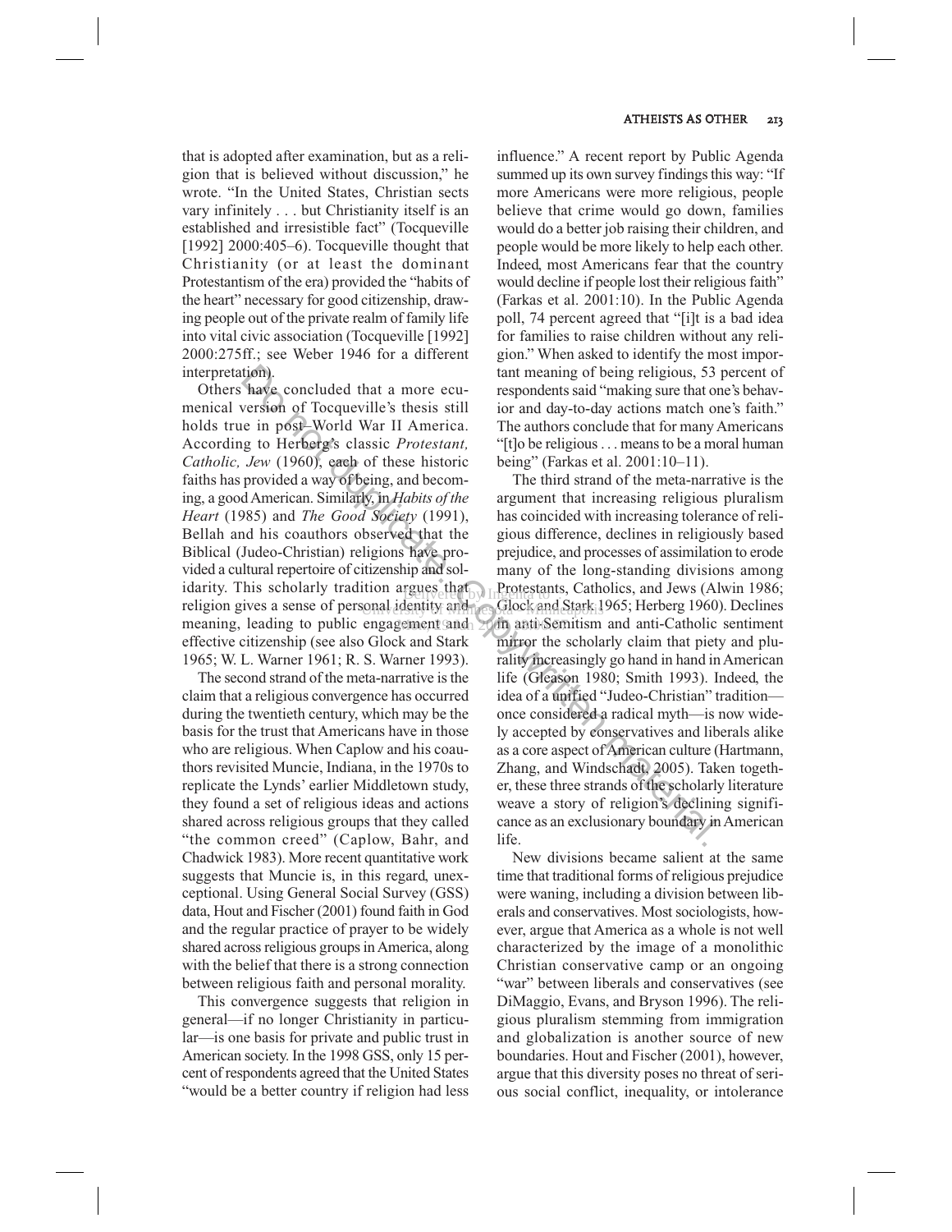that is adopted after examination, but as a religion that is believed without discussion," he wrote. "In the United States, Christian sects vary infinitely . . . but Christianity itself is an established and irresistible fact" (Tocqueville [1992] 2000:405–6). Tocqueville thought that Christianity (or at least the dominant Protestantism of the era) provided the "habits of the heart" necessary for good citizenship, drawing people out of the private realm of family life into vital civic association (Tocqueville [1992] 2000:275ff.; see Weber 1946 for a different interpretation).

Others have concluded that a more ecumenical version of Tocqueville's thesis still holds true in post–World War II America. According to Herberg's classic *Protestant, Catholic, Jew* (1960), each of these historic faiths has provided a way of being, and becoming, a good American. Similarly, in *Habits of the Heart* (1985) and *The Good Society* (1991), Bellah and his coauthors observed that the Biblical (Judeo-Christian) religions have provided a cultural repertoire of citizenship and solidarity. This scholarly tradition argues that religion gives a sense of personal identity and meaning, leading to public engagement and effective citizenship (see also Glock and Stark 1965; W. L. Warner 1961; R. S. Warner 1993).

The second strand of the meta-narrative is the claim that a religious convergence has occurred during the twentieth century, which may be the basis for the trust that Americans have in those who are religious. When Caplow and his coauthors revisited Muncie, Indiana, in the 1970s to replicate the Lynds' earlier Middletown study, they found a set of religious ideas and actions shared across religious groups that they called "the common creed" (Caplow, Bahr, and Chadwick 1983). More recent quantitative work suggests that Muncie is, in this regard, unexceptional. Using General Social Survey (GSS) data, Hout and Fischer (2001) found faith in God and the regular practice of prayer to be widely shared across religious groups in America, along with the belief that there is a strong connection between religious faith and personal morality.

This convergence suggests that religion in general—if no longer Christianity in particular—is one basis for private and public trust in American society. In the 1998 GSS, only 15 percent of respondents agreed that the United States "would be a better country if religion had less influence." A recent report by Public Agenda summed up its own survey findings this way: "If more Americans were more religious, people believe that crime would go down, families would do a better job raising their children, and people would be more likely to help each other. Indeed, most Americans fear that the country would decline if people lost their religious faith" (Farkas et al. 2001:10). In the Public Agenda poll, 74 percent agreed that "[i]t is a bad idea for families to raise children without any religion." When asked to identify the most important meaning of being religious, 53 percent of respondents said "making sure that one's behavior and day-to-day actions match one's faith." The authors conclude that for many Americans "[t]o be religious . . . means to be a moral human being" (Farkas et al. 2001:10–11).

The third strand of the meta-narrative is the argument that increasing religious pluralism has coincided with increasing tolerance of religious difference, declines in religiously based prejudice, and processes of assimilation to erode many of the long-standing divisions among Protestants, Catholics, and Jews (Alwin 1986; Glock and Stark 1965; Herberg 1960). Declines in anti-Semitism and anti-Catholic sentiment mirror the scholarly claim that piety and plurality increasingly go hand in hand in American life (Gleason 1980; Smith 1993). Indeed, the idea of a unified "Judeo-Christian" tradition—once considered a radical myth—is now widely accepted by conservatives and liberals alike as a core aspect of American culture (Hartmann, Zhang, and Windschadt 2005). Taken together, these three strands of the scholarly literature weave a story of religion's declining significance as an exclusionary boundary in American life.

New divisions became salient at the same time that traditional forms of religious prejudice were waning, including a division between liberals and conservatives. Most sociologists, however, argue that America as a whole is not well characterized by the image of a monolithic Christian conservative camp or an ongoing "war" between liberals and conservatives (see DiMaggio, Evans, and Bryson 1996). The religious pluralism stemming from immigration and globalization is another source of new boundaries. Hout and Fischer (2001), however, argue that this diversity poses no threat of serious social conflict, inequality, or intolerance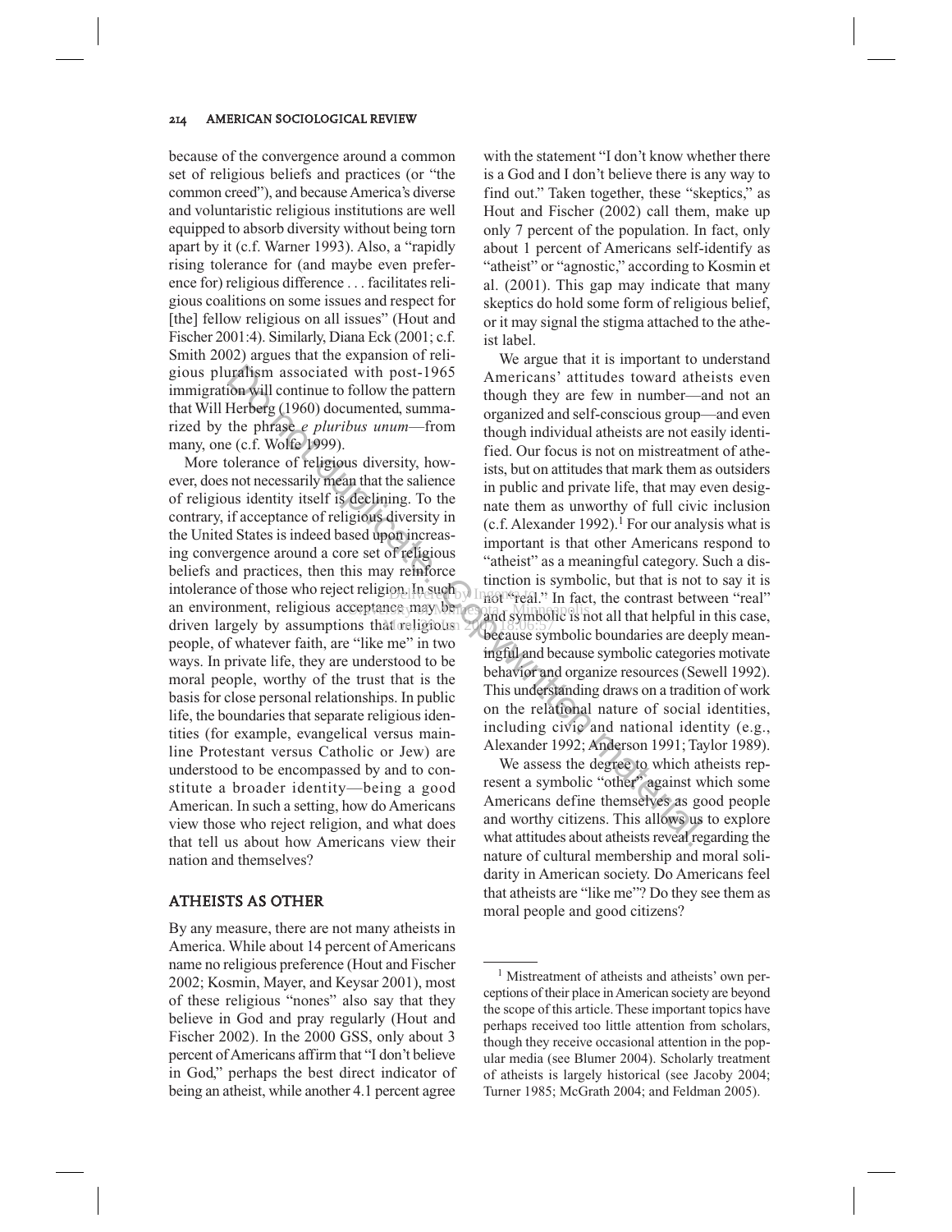because of the convergence around a common set of religious beliefs and practices (or "the common creed"), and because America's diverse and voluntaristic religious institutions are well equipped to absorb diversity without being torn apart by it (c.f. Warner 1993). Also, a "rapidly rising tolerance for (and maybe even preference for) religious difference . . . facilitates religious coalitions on some issues and respect for [the] fellow religious on all issues" (Hout and Fischer 2001:4). Similarly, Diana Eck (2001; c.f. Smith 2002) argues that the expansion of religious pluralism associated with post-1965 immigration will continue to follow the pattern that Will Herberg (1960) documented, summarized by the phrase *e pluribus unum*—from many, one (c.f. Wolfe 1999).

More tolerance of religious diversity, however, does not necessarily mean that the salience of religious identity itself is declining. To the contrary, if acceptance of religious diversity in the United States is indeed based upon increasing convergence around a core set of religious beliefs and practices, then this may reinforce intolerance of those who reject religion. In such an environment, religious acceptance may be driven largely by assumptions that religious people, of whatever faith, are "like me" in two ways. In private life, they are understood to be moral people, worthy of the trust that is the basis for close personal relationships. In public life, the boundaries that separate religious identities (for example, evangelical versus mainline Protestant versus Catholic or Jew) are understood to be encompassed by and to constitute a broader identity—being a good American. In such a setting, how do Americans view those who reject religion, and what does that tell us about how Americans view their nation and themselves?

## ATHEISTS AS OTHER

By any measure, there are not many atheists in America. While about 14 percent of Americans name no religious preference (Hout and Fischer 2002; Kosmin, Mayer, and Keysar 2001), most of these religious "nones" also say that they believe in God and pray regularly (Hout and Fischer 2002). In the 2000 GSS, only about 3 percent of Americans affirm that "I don't believe in God," perhaps the best direct indicator of being an atheist, while another 4.1 percent agree with the statement "I don't know whether there is a God and I don't believe there is any way to find out." Taken together, these "skeptics," as Hout and Fischer (2002) call them, make up only 7 percent of the population. In fact, only about 1 percent of Americans self-identify as "atheist" or "agnostic," according to Kosmin et al. (2001). This gap may indicate that many skeptics do hold some form of religious belief, or it may signal the stigma attached to the atheist label.

We argue that it is important to understand Americans' attitudes toward atheists even though they are few in number—and not an organized and self-conscious group—and even though individual atheists are not easily identified. Our focus is not on mistreatment of atheists, but on attitudes that mark them as outsiders in public and private life, that may even designate them as unworthy of full civic inclusion (c.f. Alexander 1992).[1] For our analysis what is important is that other Americans respond to "atheist" as a meaningful category. Such a distinction is symbolic, but that is not to say it is not "real." In fact, the contrast between "real" and symbolic is not all that helpful in this case, because symbolic boundaries are deeply meaningful and because symbolic categories motivate behavior and organize resources (Sewell 1992). This understanding draws on a tradition of work on the relational nature of social identities, including civic and national identity (e.g., Alexander 1992; Anderson 1991; Taylor 1989).

We assess the degree to which atheists represent a symbolic "other" against which some Americans define themselves as good people and worthy citizens. This allows us to explore what attitudes about atheists reveal regarding the nature of cultural membership and moral solidarity in American society. Do Americans feel that atheists are "like me"? Do they see them as moral people and good citizens?

---

[1] Mistreatment of atheists and atheists' own perceptions of their place in American society are beyond the scope of this article. These important topics have perhaps received too little attention from scholars, though they receive occasional attention in the popular media (see Blumer 2004). Scholarly treatment of atheists is largely historical (see Jacoby 2004; Turner 1985; McGrath 2004; and Feldman 2005).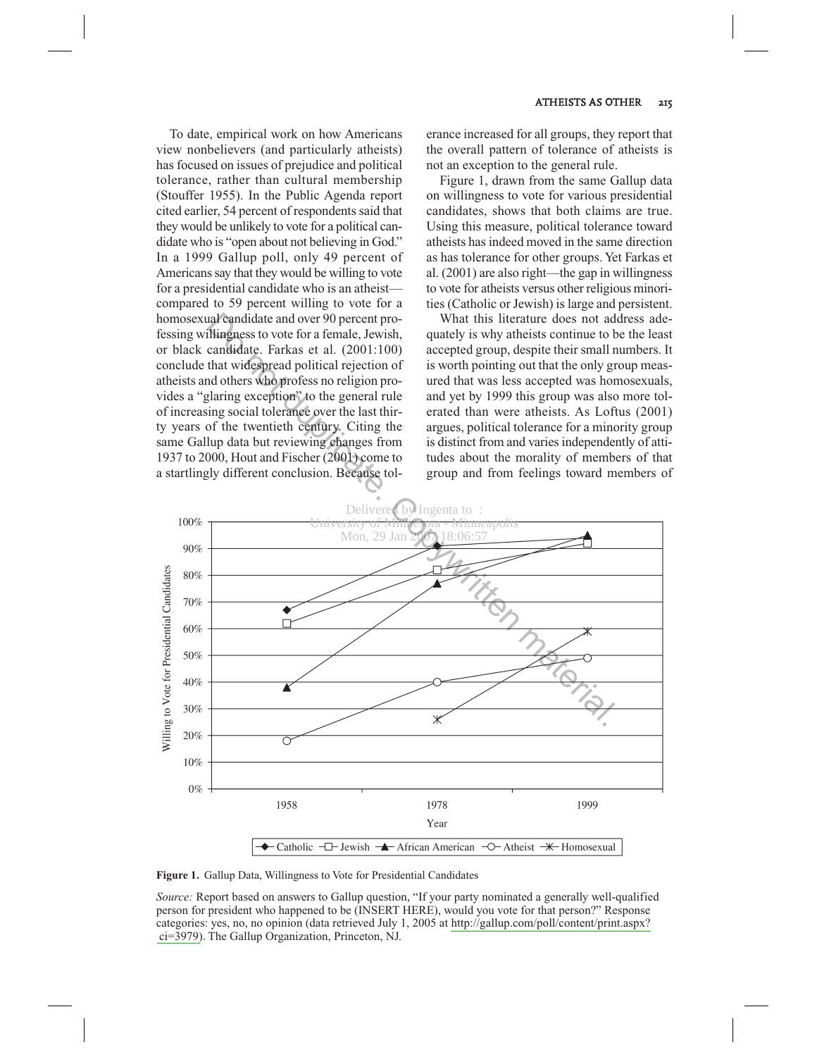To date, empirical work on how Americans view nonbelievers (and particularly atheists) has focused on issues of prejudice and political tolerance, rather than cultural membership (Stouffer 1955). In the Public Agenda report cited earlier, 54 percent of respondents said that they would be unlikely to vote for a political candidate who is "open about not believing in God." In a 1999 Gallup poll, only 49 percent of Americans say that they would be willing to vote for a presidential candidate who is an atheist—compared to 59 percent willing to vote for a homosexual candidate and over 90 percent professing willingness to vote for a female, Jewish, or black candidate. Farkas et al. (2001:100) conclude that widespread political rejection of atheists and others who profess no religion provides a "glaring exception" to the general rule of increasing social tolerance over the last thirty years of the twentieth century. Citing the same Gallup data but reviewing changes from 1937 to 2000, Hout and Fischer (2001) come to a startlingly different conclusion. Because tolerance increased for all groups, they report that the overall pattern of tolerance of atheists is not an exception to the general rule.

Figure 1, drawn from the same Gallup data on willingness to vote for various presidential candidates, shows that both claims are true. Using this measure, political tolerance toward atheists has indeed moved in the same direction as has tolerance for other groups. Yet Farkas et al. (2001) are also right—the gap in willingness to vote for atheists versus other religious minorities (Catholic or Jewish) is large and persistent.

What this literature does not address adequately is why atheists continue to be the least accepted group, despite their small numbers. It is worth pointing out that the only group measured that was less accepted was homosexuals, and yet by 1999 this group was also more tolerated than were atheists. As Loftus (2001) argues, political tolerance for a minority group is distinct from and varies independently of attitudes about the morality of members of that group and from feelings toward members of

**Figure 1.** Gallup Data, Willingness to Vote for Presidential Candidates

*Source:* Report based on answers to Gallup question, "If your party nominated a generally well-qualified person for president who happened to be (INSERT HERE), would you vote for that person?" Response categories: yes, no, no opinion (data retrieved July 1, 2005 at http://gallup.com/poll/content/print.aspx?ci=3979). The Gallup Organization, Princeton, NJ.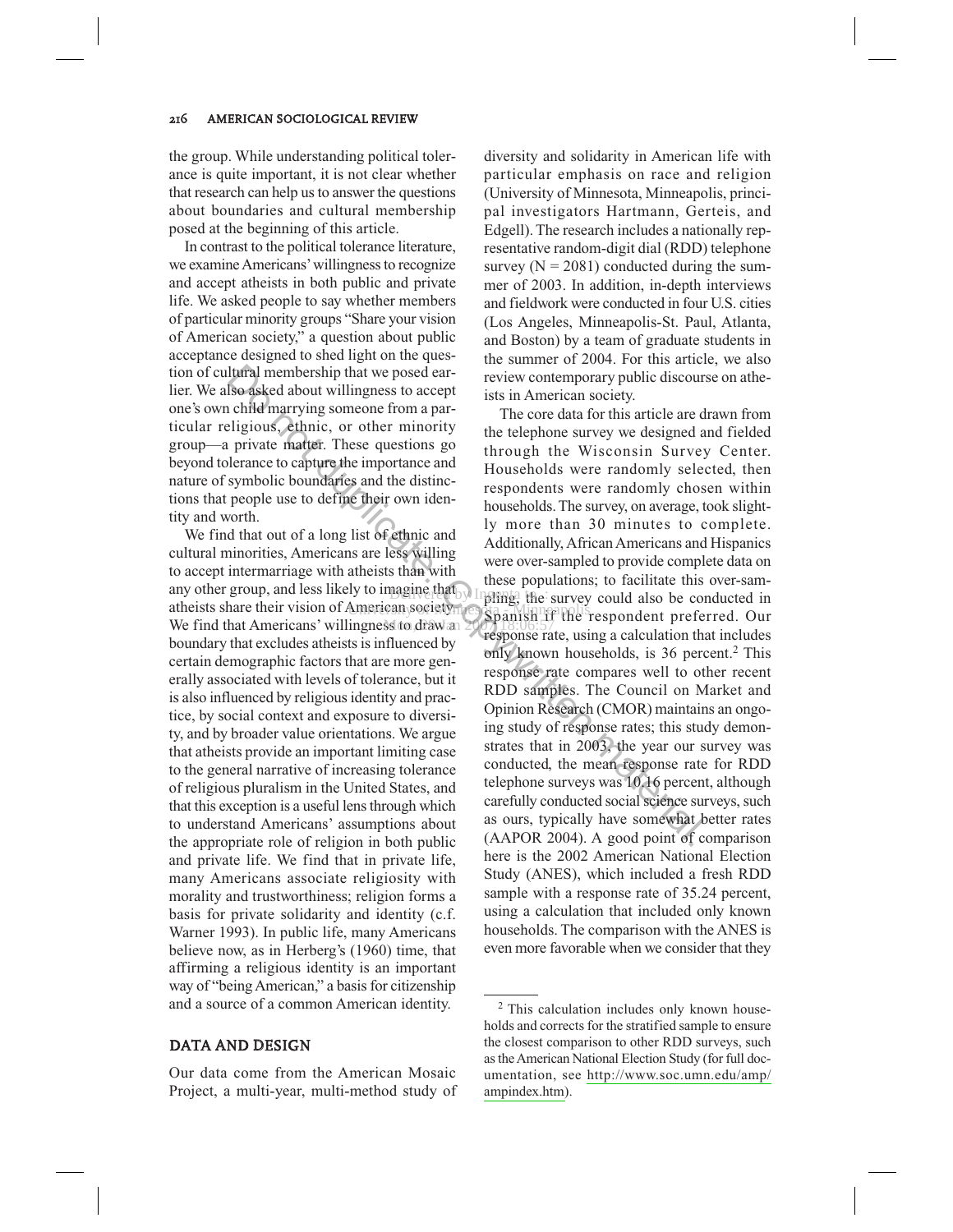the group. While understanding political tolerance is quite important, it is not clear whether that research can help us to answer the questions about boundaries and cultural membership posed at the beginning of this article.

In contrast to the political tolerance literature, we examine Americans' willingness to recognize and accept atheists in both public and private life. We asked people to say whether members of particular minority groups "Share your vision of American society," a question about public acceptance designed to shed light on the question of cultural membership that we posed earlier. We also asked about willingness to accept one's own child marrying someone from a particular religious, ethnic, or other minority group—a private matter. These questions go beyond tolerance to capture the importance and nature of symbolic boundaries and the distinctions that people use to define their own identity and worth.

We find that out of a long list of ethnic and cultural minorities, Americans are less willing to accept intermarriage with atheists than with any other group, and less likely to imagine that atheists share their vision of American society. We find that Americans' willingness to draw a boundary that excludes atheists is influenced by certain demographic factors that are more generally associated with levels of tolerance, but it is also influenced by religious identity and practice, by social context and exposure to diversity, and by broader value orientations. We argue that atheists provide an important limiting case to the general narrative of increasing tolerance of religious pluralism in the United States, and that this exception is a useful lens through which to understand Americans' assumptions about the appropriate role of religion in both public and private life. We find that in private life, many Americans associate religiosity with morality and trustworthiness; religion forms a basis for private solidarity and identity (c.f. Warner 1993). In public life, many Americans believe now, as in Herberg's (1960) time, that affirming a religious identity is an important way of "being American," a basis for citizenship and a source of a common American identity.

## DATA AND DESIGN

Our data come from the American Mosaic Project, a multi-year, multi-method study of diversity and solidarity in American life with particular emphasis on race and religion (University of Minnesota, Minneapolis, principal investigators Hartmann, Gerteis, and Edgell). The research includes a nationally representative random-digit dial (RDD) telephone survey (N = 2081) conducted during the summer of 2003. In addition, in-depth interviews and fieldwork were conducted in four U.S. cities (Los Angeles, Minneapolis-St. Paul, Atlanta, and Boston) by a team of graduate students in the summer of 2004. For this article, we also review contemporary public discourse on atheists in American society.

The core data for this article are drawn from the telephone survey we designed and fielded through the Wisconsin Survey Center. Households were randomly selected, then respondents were randomly chosen within households. The survey, on average, took slightly more than 30 minutes to complete. Additionally, African Americans and Hispanics were over-sampled to provide complete data on these populations; to facilitate this over-sampling, the survey could also be conducted in Spanish if the respondent preferred. Our response rate, using a calculation that includes only known households, is 36 percent.[2] This response rate compares well to other recent RDD samples. The Council on Market and Opinion Research (CMOR) maintains an ongoing study of response rates; this study demonstrates that in 2003, the year our survey was conducted, the mean response rate for RDD telephone surveys was 10.16 percent, although carefully conducted social science surveys, such as ours, typically have somewhat better rates (AAPOR 2004). A good point of comparison here is the 2002 American National Election Study (ANES), which included a fresh RDD sample with a response rate of 35.24 percent, using a calculation that included only known households. The comparison with the ANES is even more favorable when we consider that they

[2] This calculation includes only known households and corrects for the stratified sample to ensure the closest comparison to other RDD surveys, such as the American National Election Study (for full documentation, see http://www.soc.umn.edu/amp/ampindex.htm).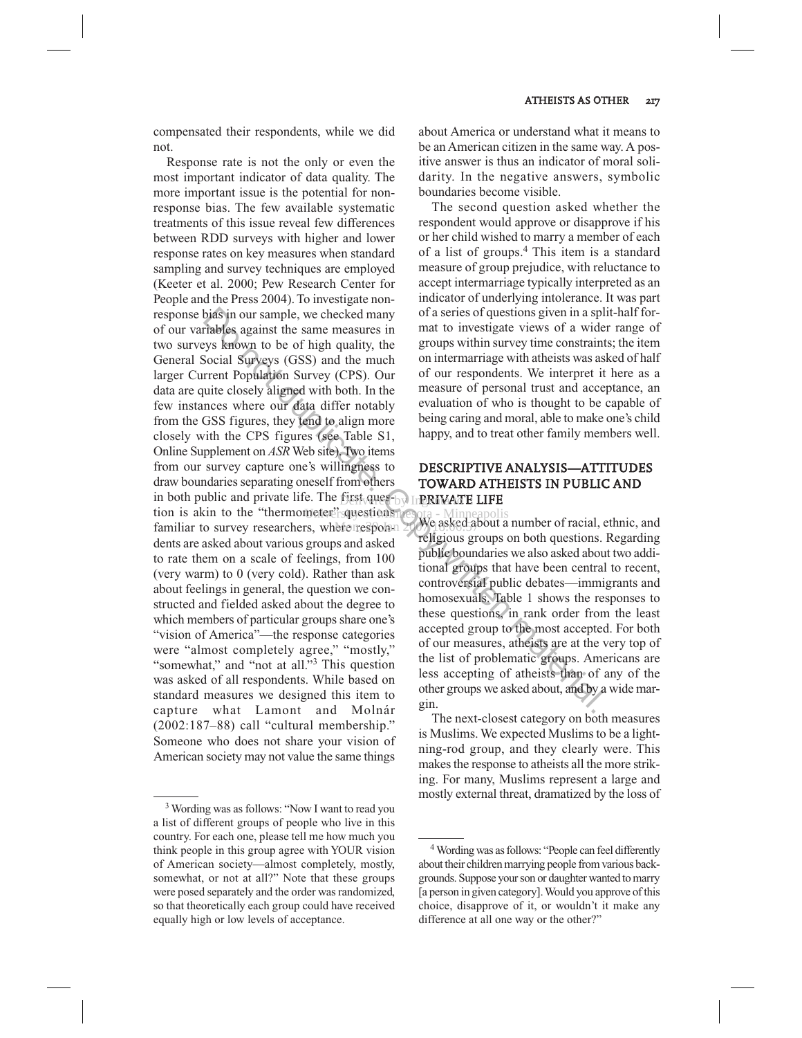compensated their respondents, while we did not.

Response rate is not the only or even the most important indicator of data quality. The more important issue is the potential for nonresponse bias. The few available systematic treatments of this issue reveal few differences between RDD surveys with higher and lower response rates on key measures when standard sampling and survey techniques are employed (Keeter et al. 2000; Pew Research Center for People and the Press 2004). To investigate nonresponse bias in our sample, we checked many of our variables against the same measures in two surveys known to be of high quality, the General Social Surveys (GSS) and the much larger Current Population Survey (CPS). Our data are quite closely aligned with both. In the few instances where our data differ notably from the GSS figures, they tend to align more closely with the CPS figures (see Table S1, Online Supplement on *ASR* Web site). Two items from our survey capture one's willingness to draw boundaries separating oneself from others in both public and private life. The first question is akin to the "thermometer" questions familiar to survey researchers, where respondents are asked about various groups and asked to rate them on a scale of feelings, from 100 (very warm) to 0 (very cold). Rather than ask about feelings in general, the question we constructed and fielded asked about the degree to which members of particular groups share one's "vision of America"—the response categories were "almost completely agree," "mostly," "somewhat," and "not at all."[3] This question was asked of all respondents. While based on standard measures we designed this item to capture what Lamont and Molnár (2002:187–88) call "cultural membership." Someone who does not share your vision of American society may not value the same things about America or understand what it means to be an American citizen in the same way. A positive answer is thus an indicator of moral solidarity. In the negative answers, symbolic boundaries become visible.

The second question asked whether the respondent would approve or disapprove if his or her child wished to marry a member of each of a list of groups.[4] This item is a standard measure of group prejudice, with reluctance to accept intermarriage typically interpreted as an indicator of underlying intolerance. It was part of a series of questions given in a split-half format to investigate views of a wider range of groups within survey time constraints; the item on intermarriage with atheists was asked of half of our respondents. We interpret it here as a measure of personal trust and acceptance, an evaluation of who is thought to be capable of being caring and moral, able to make one's child happy, and to treat other family members well.

## DESCRIPTIVE ANALYSIS—ATTITUDES TOWARD ATHEISTS IN PUBLIC AND PRIVATE LIFE

We asked about a number of racial, ethnic, and religious groups on both questions. Regarding public boundaries we also asked about two additional groups that have been central to recent, controversial public debates—immigrants and homosexuals. Table 1 shows the responses to these questions, in rank order from the least accepted group to the most accepted. For both of our measures, atheists are at the very top of the list of problematic groups. Americans are less accepting of atheists than of any of the other groups we asked about, and by a wide margin.

The next-closest category on both measures is Muslims. We expected Muslims to be a lightning-rod group, and they clearly were. This makes the response to atheists all the more striking. For many, Muslims represent a large and mostly external threat, dramatized by the loss of

[3] Wording was as follows: "Now I want to read you a list of different groups of people who live in this country. For each one, please tell me how much you think people in this group agree with YOUR vision of American society—almost completely, mostly, somewhat, or not at all?" Note that these groups were posed separately and the order was randomized, so that theoretically each group could have received equally high or low levels of acceptance.

[4] Wording was as follows: "People can feel differently about their children marrying people from various backgrounds. Suppose your son or daughter wanted to marry [a person in given category]. Would you approve of this choice, disapprove of it, or wouldn't it make any difference at all one way or the other?"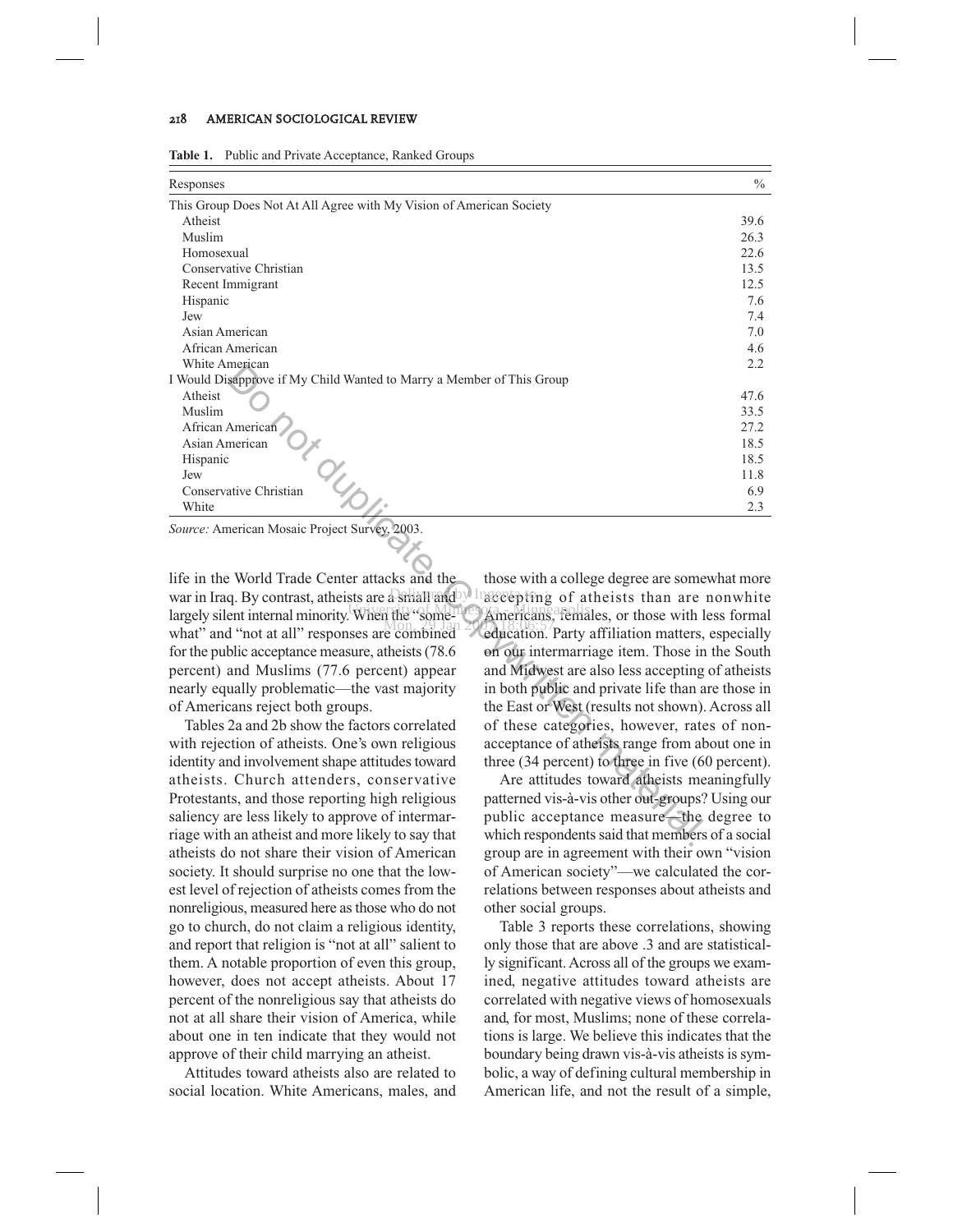**Table 1.** Public and Private Acceptance, Ranked Groups

| Responses | % |
|---|---|
| This Group Does Not At All Agree with My Vision of American Society | |
| Atheist | 39.6 |
| Muslim | 26.3 |
| Homosexual | 22.6 |
| Conservative Christian | 13.5 |
| Recent Immigrant | 12.5 |
| Hispanic | 7.6 |
| Jew | 7.4 |
| Asian American | 7.0 |
| African American | 4.6 |
| White American | 2.2 |
| I Would Disapprove if My Child Wanted to Marry a Member of This Group | |
| Atheist | 47.6 |
| Muslim | 33.5 |
| African American | 27.2 |
| Asian American | 18.5 |
| Hispanic | 18.5 |
| Jew | 11.8 |
| Conservative Christian | 6.9 |
| White | 2.3 |

*Source:* American Mosaic Project Survey, 2003.

life in the World Trade Center attacks and the war in Iraq. By contrast, atheists are a small and largely silent internal minority. When the "somewhat" and "not at all" responses are combined for the public acceptance measure, atheists (78.6 percent) and Muslims (77.6 percent) appear nearly equally problematic—the vast majority of Americans reject both groups.

Tables 2a and 2b show the factors correlated with rejection of atheists. One's own religious identity and involvement shape attitudes toward atheists. Church attenders, conservative Protestants, and those reporting high religious saliency are less likely to approve of intermarriage with an atheist and more likely to say that atheists do not share their vision of American society. It should surprise no one that the lowest level of rejection of atheists comes from the nonreligious, measured here as those who do not go to church, do not claim a religious identity, and report that religion is "not at all" salient to them. A notable proportion of even this group, however, does not accept atheists. About 17 percent of the nonreligious say that atheists do not at all share their vision of America, while about one in ten indicate that they would not approve of their child marrying an atheist.

Attitudes toward atheists also are related to social location. White Americans, males, and those with a college degree are somewhat more accepting of atheists than are nonwhite Americans, females, or those with less formal education. Party affiliation matters, especially on our intermarriage item. Those in the South and Midwest are also less accepting of atheists in both public and private life than are those in the East or West (results not shown). Across all of these categories, however, rates of nonacceptance of atheists range from about one in three (34 percent) to three in five (60 percent).

Are attitudes toward atheists meaningfully patterned vis-à-vis other out-groups? Using our public acceptance measure—the degree to which respondents said that members of a social group are in agreement with their own "vision of American society"—we calculated the correlations between responses about atheists and other social groups.

Table 3 reports these correlations, showing only those that are above .3 and are statistically significant. Across all of the groups we examined, negative attitudes toward atheists are correlated with negative views of homosexuals and, for most, Muslims; none of these correlations is large. We believe this indicates that the boundary being drawn vis-à-vis atheists is symbolic, a way of defining cultural membership in American life, and not the result of a simple,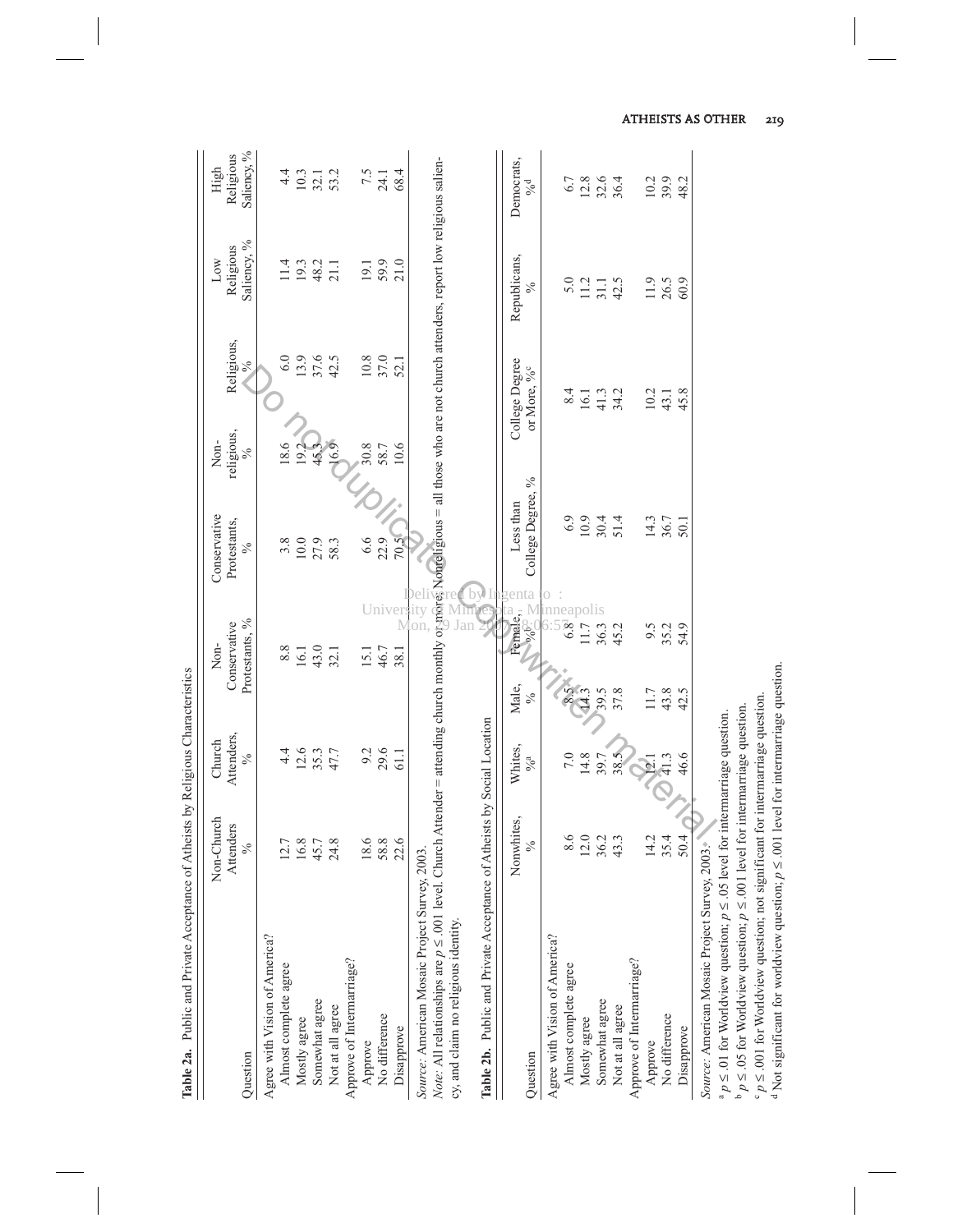**Table 2a.** Public and Private Acceptance of Atheists by Religious Characteristics

| Question | Non-Church Attenders % | Church Attenders, % | Non-Conservative Protestants, % | Conservative Protestants, % | Non-religious, % | Religious, % | Low Religious Saliency, % | High Religious Saliency, % |
|---|---|---|---|---|---|---|---|---|
| Agree with Vision of America? | | | | | | | | |
| Almost complete agree | 12.7 | 4.4 | 8.8 | 3.8 | 18.6 | 6.0 | 11.4 | 4.4 |
| Mostly agree | 16.8 | 12.6 | 16.1 | 10.0 | 19.2 | 13.9 | 19.3 | 10.3 |
| Somewhat agree | 45.7 | 35.3 | 43.0 | 27.9 | 45.3 | 37.6 | 48.2 | 32.1 |
| Not at all agree | 24.8 | 47.7 | 32.1 | 58.3 | 16.9 | 42.5 | 21.1 | 53.2 |
| Approve of Intermarriage? | | | | | | | | |
| Approve | 18.6 | 9.2 | 15.1 | 6.6 | 30.8 | 10.8 | 19.1 | 7.5 |
| No difference | 58.8 | 29.6 | 46.7 | 22.9 | 58.7 | 37.0 | 59.9 | 24.1 |
| Disapprove | 22.6 | 61.1 | 38.1 | 70.5 | 10.6 | 52.1 | 21.0 | 68.4 |

*Source:* American Mosaic Project Survey, 2003.

*Note:* All relationships are $p \leq .001$ level. Church Attender = attending church monthly or more. Nonreligious = all those who are not church attenders, report low religious saliency, and claim no religious identity.

**Table 2b.** Public and Private Acceptance of Atheists by Social Location

| Question | Nonwhites, % | Whites, %[a] | Male, % | Female, %[b] | Less than College Degree, % | College Degree or More, %[c] | Republicans, % | Democrats, %[d] |
|---|---|---|---|---|---|---|---|---|
| Agree with Vision of America? | | | | | | | | |
| Almost complete agree | 8.6 | 7.0 | 8.5 | 6.8 | 6.9 | 8.4 | 5.0 | 6.7 |
| Mostly agree | 12.0 | 14.8 | 14.3 | 11.7 | 10.9 | 16.1 | 11.2 | 12.8 |
| Somewhat agree | 36.2 | 39.7 | 39.5 | 36.3 | 30.4 | 41.3 | 31.1 | 32.6 |
| Not at all agree | 43.3 | 38.5 | 37.8 | 45.2 | 51.4 | 34.2 | 42.5 | 36.4 |
| Approve of Intermarriage? | | | | | | | | |
| Approve | 14.2 | 12.1 | 11.7 | 9.5 | 14.3 | 10.2 | 11.9 | 10.2 |
| No difference | 35.4 | 41.3 | 43.8 | 35.2 | 36.7 | 43.1 | 26.5 | 39.9 |
| Disapprove | 50.4 | 46.6 | 42.5 | 54.9 | 50.1 | 45.8 | 60.9 | 48.2 |

*Source:* American Mosaic Project Survey, 2003.

[a] $p \leq .01$ for Worldview question; $p \leq .05$ level for intermarriage question.

[b] $p \leq .05$ for Worldview question; $p \leq .001$ level for intermarriage question.

[c] $p \leq .001$ for Worldview question; not significant for intermarriage question.

[d] Not significant for worldview question; $p \leq .001$ level for intermarriage question.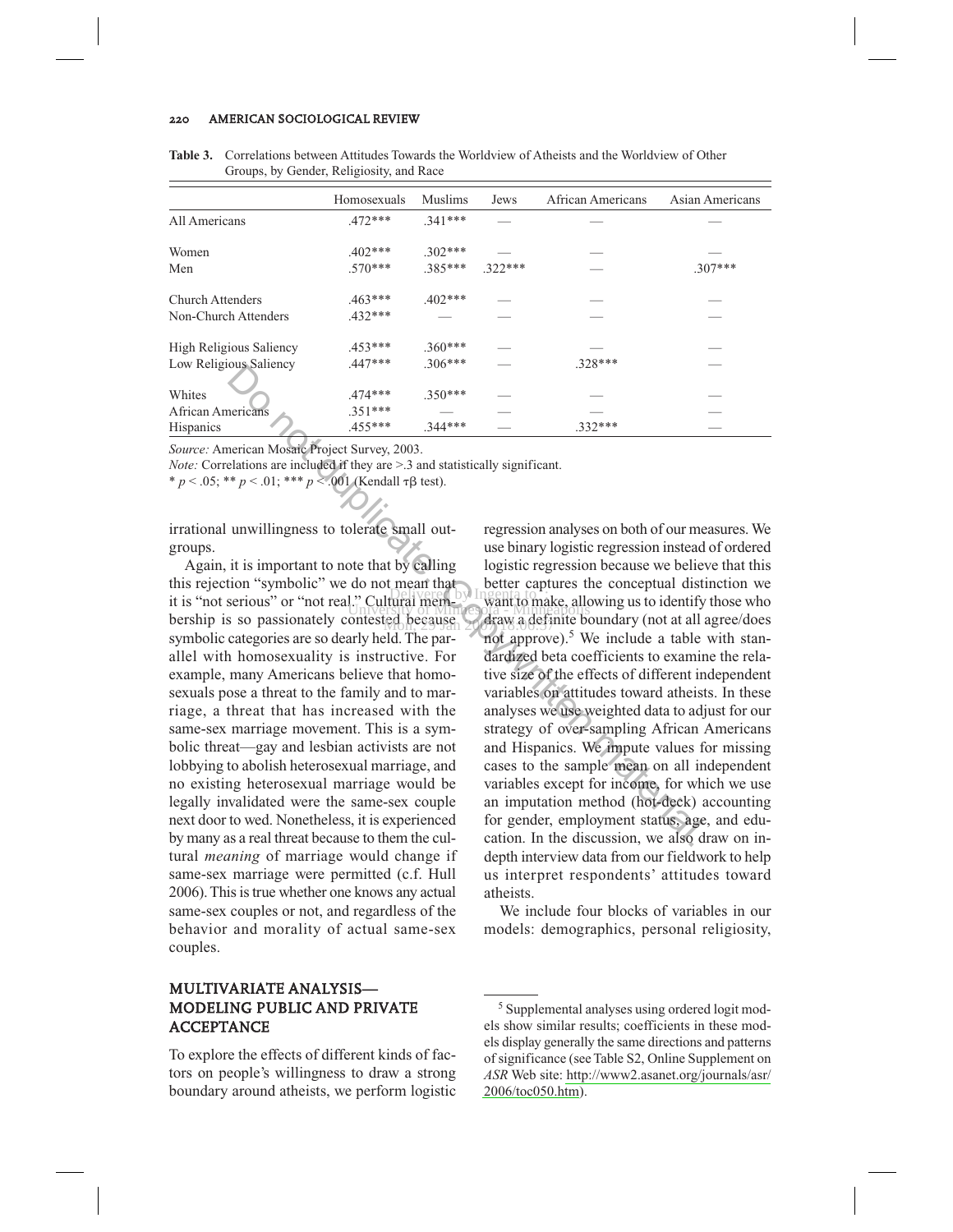**Table 3.** Correlations between Attitudes Towards the Worldview of Atheists and the Worldview of Other Groups, by Gender, Religiosity, and Race

| | Homosexuals | Muslims | Jews | African Americans | Asian Americans |
|---|---|---|---|---|---|
| All Americans | .472*** | .341*** | — | — | — |
| Women | .402*** | .302*** | — | — | — |
| Men | .570*** | .385*** | .322*** | — | .307*** |
| Church Attenders | .463*** | .402*** | — | — | — |
| Non-Church Attenders | .432*** | — | — | — | — |
| High Religious Saliency | .453*** | .360*** | — | — | — |
| Low Religious Saliency | .447*** | .306*** | — | .328*** | — |
| Whites | .474*** | .350*** | — | — | — |
| African Americans | .351*** | — | — | — | — |
| Hispanics | .455*** | .344*** | — | .332*** | — |

*Source:* American Mosaic Project Survey, 2003.
*Note:* Correlations are included if they are >.3 and statistically significant.
* $p < .05$; ** $p < .01$; *** $p < .001$ (Kendall $\tau\beta$ test).

irrational unwillingness to tolerate small outgroups.

Again, it is important to note that by calling this rejection "symbolic" we do not mean that it is "not serious" or "not real." Cultural membership is so passionately contested because symbolic categories are so dearly held. The parallel with homosexuality is instructive. For example, many Americans believe that homosexuals pose a threat to the family and to marriage, a threat that has increased with the same-sex marriage movement. This is a symbolic threat—gay and lesbian activists are not lobbying to abolish heterosexual marriage, and no existing heterosexual marriage would be legally invalidated were the same-sex couple next door to wed. Nonetheless, it is experienced by many as a real threat because to them the cultural *meaning* of marriage would change if same-sex marriage were permitted (c.f. Hull 2006). This is true whether one knows any actual same-sex couples or not, and regardless of the behavior and morality of actual same-sex couples.

## MULTIVARIATE ANALYSIS—MODELING PUBLIC AND PRIVATE ACCEPTANCE

To explore the effects of different kinds of factors on people's willingness to draw a strong boundary around atheists, we perform logistic regression analyses on both of our measures. We use binary logistic regression instead of ordered logistic regression because we believe that this better captures the conceptual distinction we want to make, allowing us to identify those who draw a definite boundary (not at all agree/does not approve).[5] We include a table with standardized beta coefficients to examine the relative size of the effects of different independent variables on attitudes toward atheists. In these analyses we use weighted data to adjust for our strategy of over-sampling African Americans and Hispanics. We impute values for missing cases to the sample mean on all independent variables except for income, for which we use an imputation method (hot-deck) accounting for gender, employment status, age, and education. In the discussion, we also draw on in-depth interview data from our fieldwork to help us interpret respondents' attitudes toward atheists.

We include four blocks of variables in our models: demographics, personal religiosity,

[5] Supplemental analyses using ordered logit models show similar results; coefficients in these models display generally the same directions and patterns of significance (see Table S2, Online Supplement on *ASR* Web site: http://www2.asanet.org/journals/asr/2006/toc050.htm).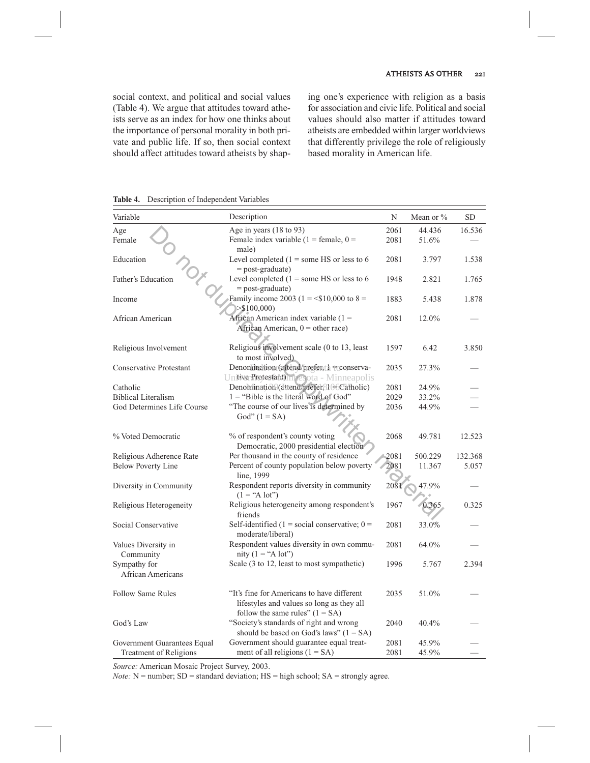social context, and political and social values (Table 4). We argue that attitudes toward atheists serve as an index for how one thinks about the importance of personal morality in both private and public life. If so, then social context should affect attitudes toward atheists by shaping one's experience with religion as a basis for association and civic life. Political and social values should also matter if attitudes toward atheists are embedded within larger worldviews that differently privilege the role of religiously based morality in American life.

**Table 4.** Description of Independent Variables

| Variable | Description | N | Mean or % | SD |
|---|---|---|---|---|
| Age | Age in years (18 to 93) | 2061 | 44.436 | 16.536 |
| Female | Female index variable (1 = female, 0 = male) | 2081 | 51.6% | — |
| Education | Level completed (1 = some HS or less to 6 = post-graduate) | 2081 | 3.797 | 1.538 |
| Father's Education | Level completed (1 = some HS or less to 6 = post-graduate) | 1948 | 2.821 | 1.765 |
| Income | Family income 2003 (1 = <$10,000 to 8 = >$100,000) | 1883 | 5.438 | 1.878 |
| African American | African American index variable (1 = African American, 0 = other race) | 2081 | 12.0% | — |
| Religious Involvement | Religious involvement scale (0 to 13, least to most involved) | 1597 | 6.42 | 3.850 |
| Conservative Protestant | Denomination (attend/prefer, 1 = conservative Protestant) | 2035 | 27.3% | — |
| Catholic | Denomination (attend/prefer, 1 = Catholic) | 2081 | 24.9% | — |
| Biblical Literalism | 1 = "Bible is the literal word of God" | 2029 | 33.2% | — |
| God Determines Life Course | "The course of our lives is determined by God" (1 = SA) | 2036 | 44.9% | — |
| % Voted Democratic | % of respondent's county voting Democratic, 2000 presidential election | 2068 | 49.781 | 12.523 |
| Religious Adherence Rate | Per thousand in the county of residence | 2081 | 500.229 | 132.368 |
| Below Poverty Line | Percent of county population below poverty line, 1999 | 2081 | 11.367 | 5.057 |
| Diversity in Community | Respondent reports diversity in community (1 = "A lot") | 2081 | 47.9% | — |
| Religious Heterogeneity | Religious heterogeneity among respondent's friends | 1967 | 0.365 | 0.325 |
| Social Conservative | Self-identified (1 = social conservative; 0 = moderate/liberal) | 2081 | 33.0% | — |
| Values Diversity in Community | Respondent values diversity in own community (1 = "A lot") | 2081 | 64.0% | — |
| Sympathy for African Americans | Scale (3 to 12, least to most sympathetic) | 1996 | 5.767 | 2.394 |
| Follow Same Rules | "It's fine for Americans to have different lifestyles and values so long as they all follow the same rules" (1 = SA) | 2035 | 51.0% | — |
| God's Law | "Society's standards of right and wrong should be based on God's laws" (1 = SA) | 2040 | 40.4% | — |
| Government Guarantees Equal Treatment of Religions | Government should guarantee equal treatment of all religions (1 = SA) | 2081 | 45.9% | — |
| | | 2081 | 45.9% | — |

*Source:* American Mosaic Project Survey, 2003.
*Note:* N = number; SD = standard deviation; HS = high school; SA = strongly agree.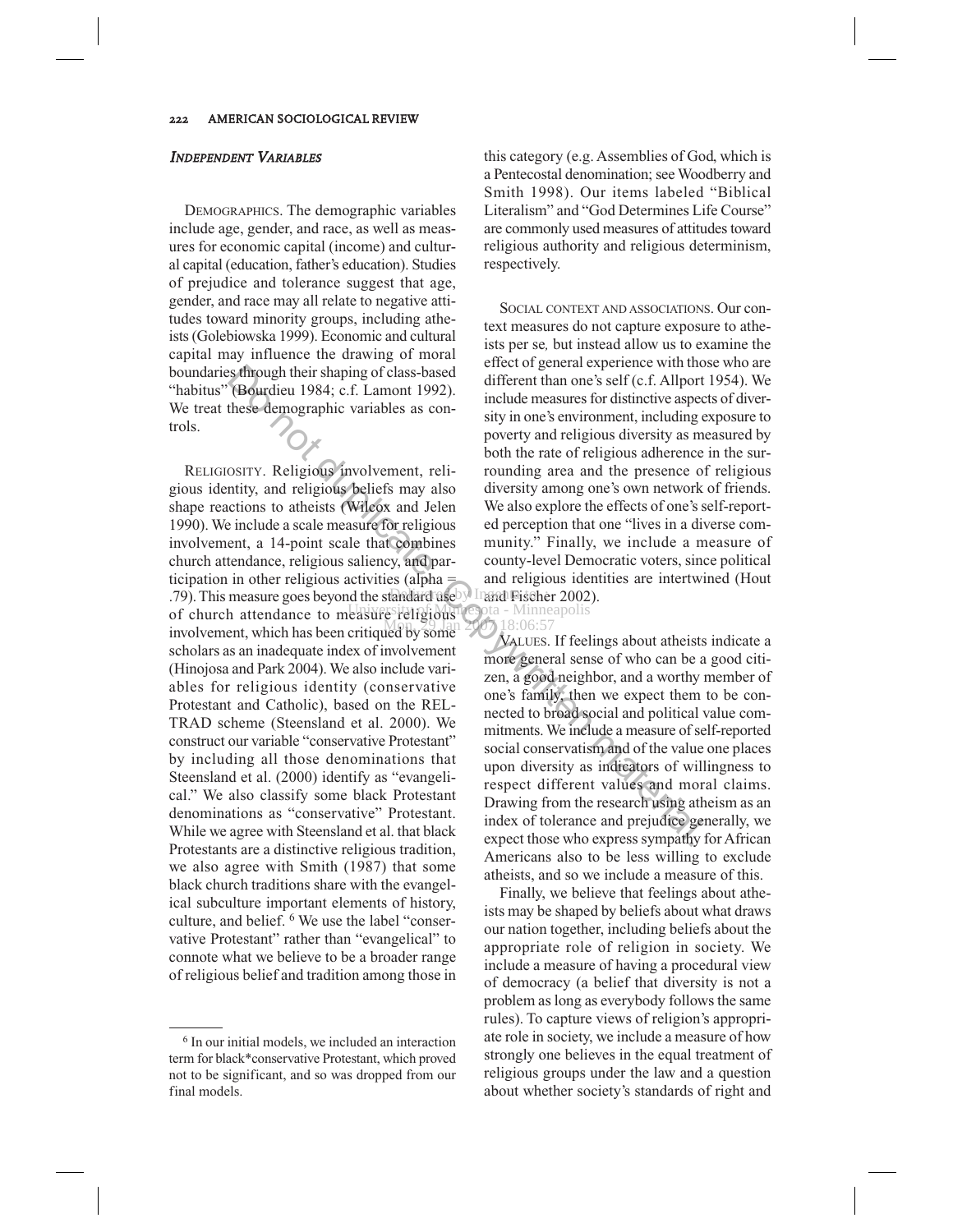### *Independent Variables*

Demographics. The demographic variables include age, gender, and race, as well as measures for economic capital (income) and cultural capital (education, father's education). Studies of prejudice and tolerance suggest that age, gender, and race may all relate to negative attitudes toward minority groups, including atheists (Golebiowska 1999). Economic and cultural capital may influence the drawing of moral boundaries through their shaping of class-based "habitus" (Bourdieu 1984; c.f. Lamont 1992). We treat these demographic variables as controls.

Religiosity. Religious involvement, religious identity, and religious beliefs may also shape reactions to atheists (Wilcox and Jelen 1990). We include a scale measure for religious involvement, a 14-point scale that combines church attendance, religious saliency, and participation in other religious activities (alpha = .79). This measure goes beyond the standard use of church attendance to measure religious involvement, which has been critiqued by some scholars as an inadequate index of involvement (Hinojosa and Park 2004). We also include variables for religious identity (conservative Protestant and Catholic), based on the RELTRAD scheme (Steensland et al. 2000). We construct our variable "conservative Protestant" by including all those denominations that Steensland et al. (2000) identify as "evangelical." We also classify some black Protestant denominations as "conservative" Protestant. While we agree with Steensland et al. that black Protestants are a distinctive religious tradition, we also agree with Smith (1987) that some black church traditions share with the evangelical subculture important elements of history, culture, and belief. [6] We use the label "conservative Protestant" rather than "evangelical" to connote what we believe to be a broader range of religious belief and tradition among those in this category (e.g. Assemblies of God, which is a Pentecostal denomination; see Woodberry and Smith 1998). Our items labeled "Biblical Literalism" and "God Determines Life Course" are commonly used measures of attitudes toward religious authority and religious determinism, respectively.

Social context and associations. Our context measures do not capture exposure to atheists per se, but instead allow us to examine the effect of general experience with those who are different than one's self (c.f. Allport 1954). We include measures for distinctive aspects of diversity in one's environment, including exposure to poverty and religious diversity as measured by both the rate of religious adherence in the surrounding area and the presence of religious diversity among one's own network of friends. We also explore the effects of one's self-reported perception that one "lives in a diverse community." Finally, we include a measure of county-level Democratic voters, since political and religious identities are intertwined (Hout and Fischer 2002).

Values. If feelings about atheists indicate a more general sense of who can be a good citizen, a good neighbor, and a worthy member of one's family, then we expect them to be connected to broad social and political value commitments. We include a measure of self-reported social conservatism and of the value one places upon diversity as indicators of willingness to respect different values and moral claims. Drawing from the research using atheism as an index of tolerance and prejudice generally, we expect those who express sympathy for African Americans also to be less willing to exclude atheists, and so we include a measure of this.

Finally, we believe that feelings about atheists may be shaped by beliefs about what draws our nation together, including beliefs about the appropriate role of religion in society. We include a measure of having a procedural view of democracy (a belief that diversity is not a problem as long as everybody follows the same rules). To capture views of religion's appropriate role in society, we include a measure of how strongly one believes in the equal treatment of religious groups under the law and a question about whether society's standards of right and

[6] In our initial models, we included an interaction term for black*conservative Protestant, which proved not to be significant, and so was dropped from our final models.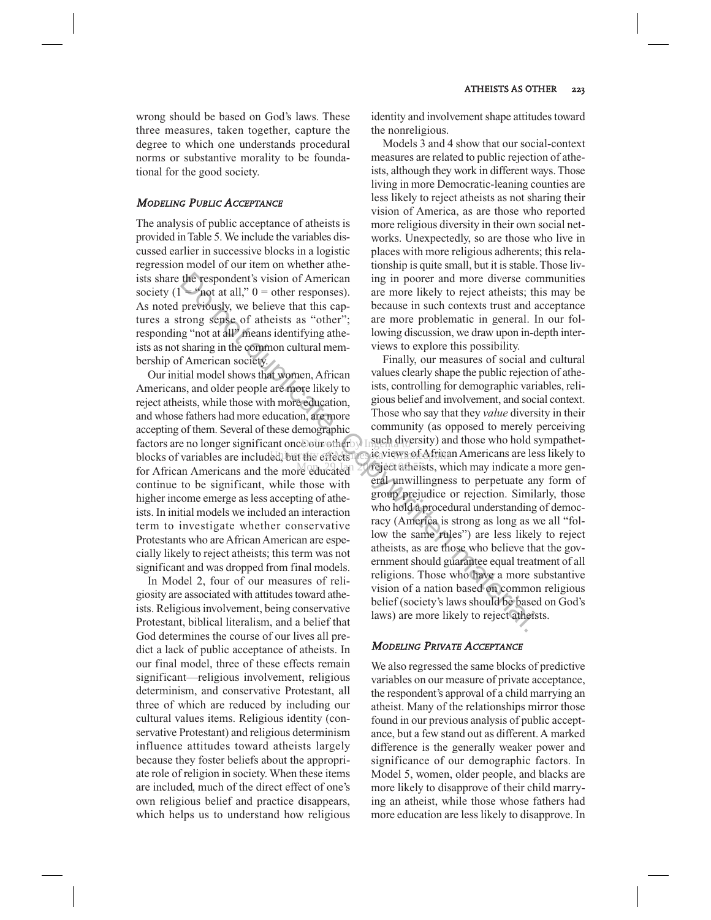wrong should be based on God's laws. These three measures, taken together, capture the degree to which one understands procedural norms or substantive morality to be foundational for the good society.

### *Modeling Public Acceptance*

The analysis of public acceptance of atheists is provided in Table 5. We include the variables discussed earlier in successive blocks in a logistic regression model of our item on whether atheists share the respondent's vision of American society (1 = "not at all," 0 = other responses). As noted previously, we believe that this captures a strong sense of atheists as "other"; responding "not at all" means identifying atheists as not sharing in the common cultural membership of American society.

Our initial model shows that women, African Americans, and older people are more likely to reject atheists, while those with more education, and whose fathers had more education, are more accepting of them. Several of these demographic factors are no longer significant once our other blocks of variables are included, but the effects for African Americans and the more educated continue to be significant, while those with higher income emerge as less accepting of atheists. In initial models we included an interaction term to investigate whether conservative Protestants who are African American are especially likely to reject atheists; this term was not significant and was dropped from final models.

In Model 2, four of our measures of religiosity are associated with attitudes toward atheists. Religious involvement, being conservative Protestant, biblical literalism, and a belief that God determines the course of our lives all predict a lack of public acceptance of atheists. In our final model, three of these effects remain significant—religious involvement, religious determinism, and conservative Protestant, all three of which are reduced by including our cultural values items. Religious identity (conservative Protestant) and religious determinism influence attitudes toward atheists largely because they foster beliefs about the appropriate role of religion in society. When these items are included, much of the direct effect of one's own religious belief and practice disappears, which helps us to understand how religious identity and involvement shape attitudes toward the nonreligious.

Models 3 and 4 show that our social-context measures are related to public rejection of atheists, although they work in different ways. Those living in more Democratic-leaning counties are less likely to reject atheists as not sharing their vision of America, as are those who reported more religious diversity in their own social networks. Unexpectedly, so are those who live in places with more religious adherents; this relationship is quite small, but it is stable. Those living in poorer and more diverse communities are more likely to reject atheists; this may be because in such contexts trust and acceptance are more problematic in general. In our following discussion, we draw upon in-depth interviews to explore this possibility.

Finally, our measures of social and cultural values clearly shape the public rejection of atheists, controlling for demographic variables, religious belief and involvement, and social context. Those who say that they *value* diversity in their community (as opposed to merely perceiving such diversity) and those who hold sympathetic views of African Americans are less likely to reject atheists, which may indicate a more general unwillingness to perpetuate any form of group prejudice or rejection. Similarly, those who hold a procedural understanding of democracy (America is strong as long as we all "follow the same rules") are less likely to reject atheists, as are those who believe that the government should guarantee equal treatment of all religions. Those who have a more substantive vision of a nation based on common religious belief (society's laws should be based on God's laws) are more likely to reject atheists.

### *Modeling Private Acceptance*

We also regressed the same blocks of predictive variables on our measure of private acceptance, the respondent's approval of a child marrying an atheist. Many of the relationships mirror those found in our previous analysis of public acceptance, but a few stand out as different. A marked difference is the generally weaker power and significance of our demographic factors. In Model 5, women, older people, and blacks are more likely to disapprove of their child marrying an atheist, while those whose fathers had more education are less likely to disapprove. In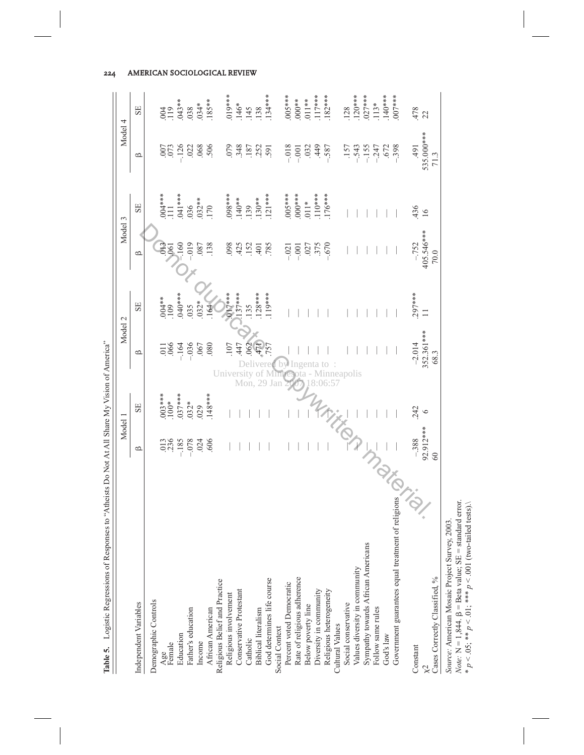**Table 5.** Logistic Regressions of Responses to "Atheists Do Not At All Share My Vision of America"

| Independent Variables | Model 1 β | Model 1 SE | Model 2 β | Model 2 SE | Model 3 β | Model 3 SE | Model 4 β | Model 4 SE |
|---|---|---|---|---|---|---|---|---|
| Demographic Controls | | | | | | | | |
| Age | .013 | .003*** | .011 | .004** | .013 | .004*** | .007 | .004 |
| Female | .236 | .100* | .066 | .109 | .061 | .111 | .073 | .119 |
| Education | –.185 | .037*** | –.164 | .040*** | –.160 | .041*** | –.126 | .043** |
| Father's education | –.078 | .032* | –.036 | .035 | –.019 | .036 | .022 | .038 |
| Income | .024 | .029 | .067 | .032* | .087 | .032** | .068 | .034* |
| African American | .606 | .148*** | .080 | .164 | .138 | .170 | .506 | .185** |
| Religious Belief and Practice | | | | | | | | |
| Religious involvement | — | — | .107 | .017*** | .098 | .098*** | .079 | .019*** |
| Conservative Protestant | — | — | .447 | .137*** | .425 | .140** | .348 | .146* |
| Catholic | — | — | .062 | .135 | .152 | .139 | .187 | .145 |
| Biblical literalism | — | — | .471 | .128*** | .401 | .130** | .252 | .138 |
| God determines life course | — | — | .757 | .119*** | .785 | .121*** | .591 | .134*** |
| Social Context | | | | | | | | |
| Percent voted Democratic | — | — | — | — | –.021 | .005*** | –.018 | .005*** |
| Rate of religious adherence | — | — | — | — | –.001 | .000*** | –.001 | .000** |
| Below poverty line | — | — | — | — | .027 | .011* | .032 | .011** |
| Diversity in community | — | — | — | — | .375 | .110*** | .449 | .117*** |
| Religious heterogeneity | — | — | — | — | –.670 | .176*** | –.587 | .182*** |
| Cultural Values | | | | | | | | |
| Social conservative | — | — | — | — | — | — | .157 | .128 |
| Values diversity in community | — | — | — | — | — | — | –.543 | .120*** |
| Sympathy towards African Americans | — | — | — | — | — | — | –.155 | .027*** |
| Follow same rules | — | — | — | — | — | — | –.247 | .113* |
| God's law | — | — | — | — | — | — | .672 | .140*** |
| Government guarantees equal treatment of religions | — | — | — | — | — | — | –.398 | .007*** |
| Constant | –.388 | .242 | –2.014 | .297*** | –.752 | .436 | .491 | .478 |
| $\chi 2$ | 92.912*** | 6 | 352.361*** | 11 | 405.546*** | 16 | 535.000*** | 22 |
| Cases Correctly Classified, % | 60 | | 68.3 | | 70.0 | | 71.3 | |

*Source:* American Mosaic Project Survey, 2003.
*Note:* N = 1,844. β = Beta value; SE = standard error.
* $p < .05$; ** $p < .01$; *** $p < .001$ (two-tailed tests).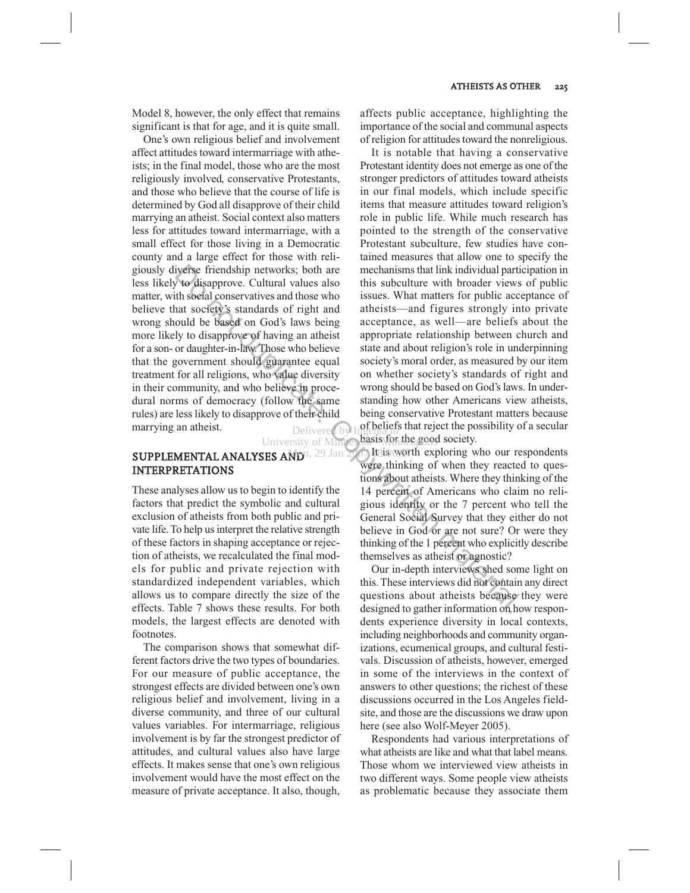Model 8, however, the only effect that remains significant is that for age, and it is quite small.

One's own religious belief and involvement affect attitudes toward intermarriage with atheists; in the final model, those who are the most religiously involved, conservative Protestants, and those who believe that the course of life is determined by God all disapprove of their child marrying an atheist. Social context also matters less for attitudes toward intermarriage, with a small effect for those living in a Democratic county and a large effect for those with religiously diverse friendship networks; both are less likely to disapprove. Cultural values also matter, with social conservatives and those who believe that society's standards of right and wrong should be based on God's laws being more likely to disapprove of having an atheist for a son- or daughter-in-law. Those who believe that the government should guarantee equal treatment for all religions, who value diversity in their community, and who believe in procedural norms of democracy (follow the same rules) are less likely to disapprove of their child marrying an atheist.

## SUPPLEMENTAL ANALYSES AND INTERPRETATIONS

These analyses allow us to begin to identify the factors that predict the symbolic and cultural exclusion of atheists from both public and private life. To help us interpret the relative strength of these factors in shaping acceptance or rejection of atheists, we recalculated the final models for public and private rejection with standardized independent variables, which allows us to compare directly the size of the effects. Table 7 shows these results. For both models, the largest effects are denoted with footnotes.

The comparison shows that somewhat different factors drive the two types of boundaries. For our measure of public acceptance, the strongest effects are divided between one's own religious belief and involvement, living in a diverse community, and three of our cultural values variables. For intermarriage, religious involvement is by far the strongest predictor of attitudes, and cultural values also have large effects. It makes sense that one's own religious involvement would have the most effect on the measure of private acceptance. It also, though, affects public acceptance, highlighting the importance of the social and communal aspects of religion for attitudes toward the nonreligious.

It is notable that having a conservative Protestant identity does not emerge as one of the stronger predictors of attitudes toward atheists in our final models, which include specific items that measure attitudes toward religion's role in public life. While much research has pointed to the strength of the conservative Protestant subculture, few studies have contained measures that allow one to specify the mechanisms that link individual participation in this subculture with broader views of public issues. What matters for public acceptance of atheists—and figures strongly into private acceptance, as well—are beliefs about the appropriate relationship between church and state and about religion's role in underpinning society's moral order, as measured by our item on whether society's standards of right and wrong should be based on God's laws. In understanding how other Americans view atheists, being conservative Protestant matters because of beliefs that reject the possibility of a secular basis for the good society.

It is worth exploring who our respondents were thinking of when they reacted to questions about atheists. Where they thinking of the 14 percent of Americans who claim no religious identity or the 7 percent who tell the General Social Survey that they either do not believe in God or are not sure? Or were they thinking of the 1 percent who explicitly describe themselves as atheist or agnostic?

Our in-depth interviews shed some light on this. These interviews did not contain any direct questions about atheists because they were designed to gather information on how respondents experience diversity in local contexts, including neighborhoods and community organizations, ecumenical groups, and cultural festivals. Discussion of atheists, however, emerged in some of the interviews in the context of answers to other questions; the richest of these discussions occurred in the Los Angeles fieldsite, and those are the discussions we draw upon here (see also Wolf-Meyer 2005).

Respondents had various interpretations of what atheists are like and what that label means. Those whom we interviewed view atheists in two different ways. Some people view atheists as problematic because they associate them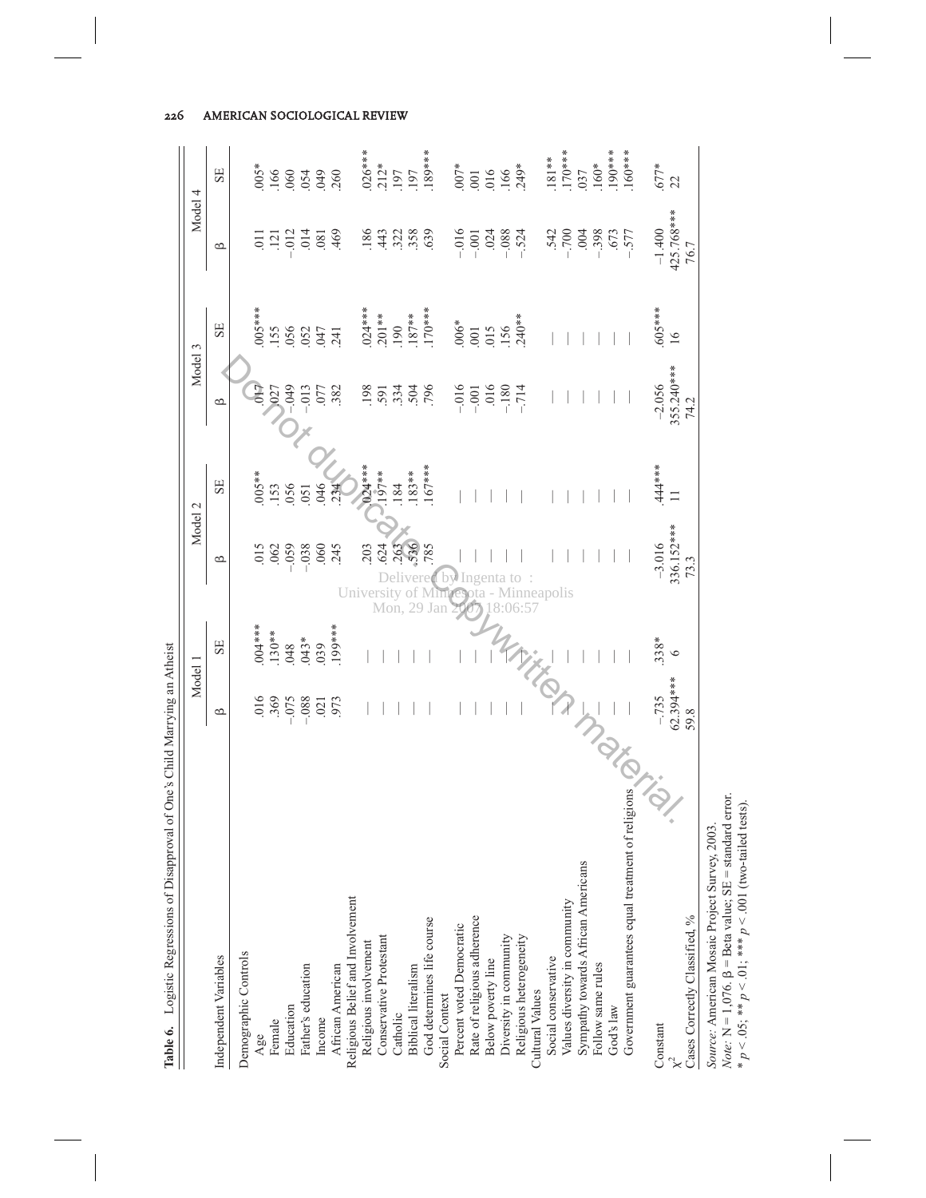**Table 6.** Logistic Regressions of Disapproval of One's Child Marrying an Atheist

| Independent Variables | Model 1 β | Model 1 SE | Model 2 β | Model 2 SE | Model 3 β | Model 3 SE | Model 4 β | Model 4 SE |
|---|---|---|---|---|---|---|---|---|
| Demographic Controls | | | | | | | | |
| Age | .016 | .004*** | .015 | .005** | .017 | .005*** | .011 | .005* |
| Female | .369 | .130** | .062 | .153 | .027 | .155 | .121 | .166 |
| Education | –.075 | .048 | –.059 | .056 | –.049 | .056 | –.012 | .060 |
| Father's education | –.088 | .043* | –.038 | .051 | –.013 | .052 | .014 | .054 |
| Income | .021 | .039 | .060 | .046 | .077 | .047 | .081 | .049 |
| African American | .973 | .199*** | .245 | .234 | .382 | .241 | .469 | .260 |
| Religious Belief and Involvement | | | | | | | | |
| Religious involvement | — | — | .203 | .024*** | .198 | .024*** | .186 | .026*** |
| Conservative Protestant | — | — | .624 | .197** | .591 | .201** | .443 | .212* |
| Catholic | — | — | .263 | .184 | .334 | .190 | .322 | .197 |
| Biblical literalism | — | — | .536 | .183** | .504 | .187** | .358 | .197 |
| God determines life course | — | — | .785 | .167*** | .796 | .170*** | .639 | .189*** |
| Social Context | | | | | | | | |
| Percent voted Democratic | — | — | — | — | –.016 | .006* | –.016 | .007* |
| Rate of religious adherence | — | — | — | — | –.001 | .001 | –.001 | .001 |
| Below poverty line | — | — | — | — | .016 | .015 | .024 | .016 |
| Diversity in community | — | — | — | — | –.180 | .156 | –.088 | .166 |
| Religious heterogeneity | — | — | — | — | –.714 | .240** | –.524 | .249* |
| Cultural Values | | | | | | | | |
| Social conservative | — | — | — | — | — | — | .542 | .181** |
| Values diversity in community | — | — | — | — | — | — | –.700 | .170*** |
| Sympathy towards African Americans | — | — | — | — | — | — | .004 | .037 |
| Follow same rules | — | — | — | — | — | — | –.398 | .160* |
| God's law | — | — | — | — | — | — | .673 | .190*** |
| Government guarantees equal treatment of religions | — | — | — | — | — | — | –.577 | .160*** |
| Constant | –.735 | .338* | –3.016 | .444*** | –2.056 | .605*** | –1.400 | .677* |
| $\chi^2$ | 62.394*** | 6 | 336.152*** | 11 | 355.240*** | 16 | 425.768*** | 22 |
| Cases Correctly Classified, % | 59.8 | | 73.3 | | 74.2 | | 76.7 | |

*Source:* American Mosaic Project Survey, 2003.
*Note:* N = 1,076. β = Beta value; SE = standard error.
\* $p < .05$; \*\* $p < .01$; \*\*\* $p < .001$ (two-tailed tests).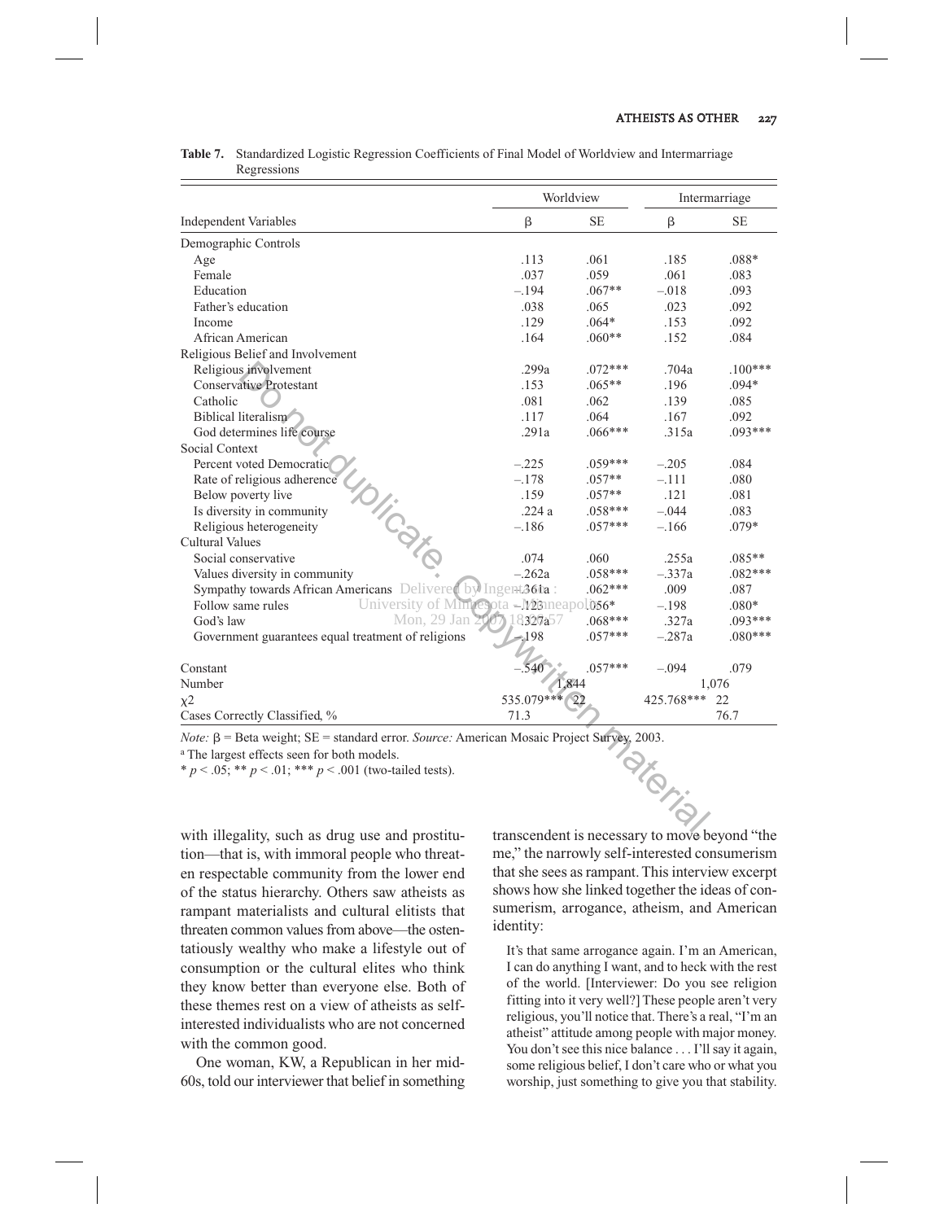**Table 7.** Standardized Logistic Regression Coefficients of Final Model of Worldview and Intermarriage Regressions

| Independent Variables | Worldview β | Worldview SE | Intermarriage β | Intermarriage SE |
|---|---|---|---|---|
| Demographic Controls | | | | |
| Age | .113 | .061 | .185 | .088* |
| Female | .037 | .059 | .061 | .083 |
| Education | –.194 | .067** | –.018 | .093 |
| Father's education | .038 | .065 | .023 | .092 |
| Income | .129 | .064* | .153 | .092 |
| African American | .164 | .060** | .152 | .084 |
| Religious Belief and Involvement | | | | |
| Religious involvement | .299a | .072*** | .704a | .100*** |
| Conservative Protestant | .153 | .065** | .196 | .094* |
| Catholic | .081 | .062 | .139 | .085 |
| Biblical literalism | .117 | .064 | .167 | .092 |
| God determines life course | .291a | .066*** | .315a | .093*** |
| Social Context | | | | |
| Percent voted Democratic | –.225 | .059*** | –.205 | .084 |
| Rate of religious adherence | –.178 | .057** | –.111 | .080 |
| Below poverty live | .159 | .057** | .121 | .081 |
| Is diversity in community | .224 a | .058*** | –.044 | .083 |
| Religious heterogeneity | –.186 | .057*** | –.166 | .079* |
| Cultural Values | | | | |
| Social conservative | .074 | .060 | .255a | .085** |
| Values diversity in community | –.262a | .058*** | –.337a | .082*** |
| Sympathy towards African Americans | .361a | .062*** | .009 | .087 |
| Follow same rules | –.123 | .056* | –.198 | .080* |
| God's law | .327a | .068*** | .327a | .093*** |
| Government guarantees equal treatment of religions | –.198 | .057*** | –.287a | .080*** |
| Constant | –.540 | .057*** | –.094 | .079 |
| Number | 1,844 | | 1,076 | |
| $\chi^2$ | 535.079*** | 22 | 425.768*** | 22 |
| Cases Correctly Classified, % | 71.3 | | 76.7 | |

*Note:* β = Beta weight; SE = standard error. *Source:* American Mosaic Project Survey, 2003.

[a] The largest effects seen for both models.

* $p < .05$; ** $p < .01$; *** $p < .001$ (two-tailed tests).

with illegality, such as drug use and prostitution—that is, with immoral people who threaten respectable community from the lower end of the status hierarchy. Others saw atheists as rampant materialists and cultural elitists that threaten common values from above—the ostentatiously wealthy who make a lifestyle out of consumption or the cultural elites who think they know better than everyone else. Both of these themes rest on a view of atheists as self-interested individualists who are not concerned with the common good.

One woman, KW, a Republican in her mid-60s, told our interviewer that belief in something transcendent is necessary to move beyond "the me," the narrowly self-interested consumerism that she sees as rampant. This interview excerpt shows how she linked together the ideas of consumerism, arrogance, atheism, and American identity:

> It's that same arrogance again. I'm an American, I can do anything I want, and to heck with the rest of the world. [Interviewer: Do you see religion fitting into it very well?] These people aren't very religious, you'll notice that. There's a real, "I'm an atheist" attitude among people with major money. You don't see this nice balance . . . I'll say it again, some religious belief, I don't care who or what you worship, just something to give you that stability.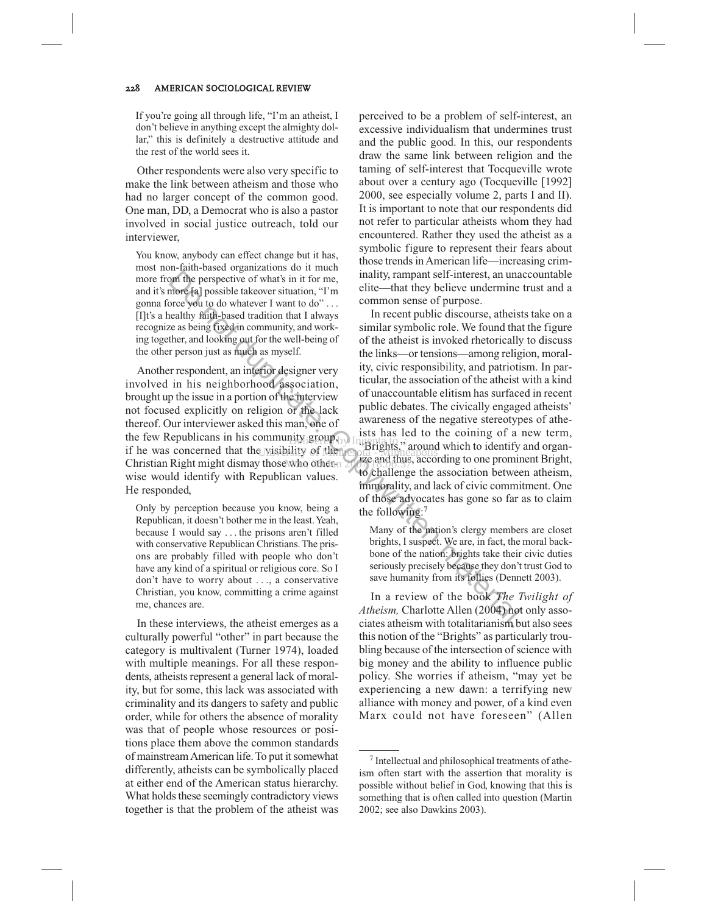> If you're going all through life, "I'm an atheist, I don't believe in anything except the almighty dollar," this is definitely a destructive attitude and the rest of the world sees it.

Other respondents were also very specific to make the link between atheism and those who had no larger concept of the common good. One man, DD, a Democrat who is also a pastor involved in social justice outreach, told our interviewer,

> You know, anybody can effect change but it has, most non-faith-based organizations do it much more from the perspective of what's in it for me, and it's more [a] possible takeover situation, "I'm gonna force you to do whatever I want to do" . . . [I]t's a healthy faith-based tradition that I always recognize as being fixed in community, and working together, and looking out for the well-being of the other person just as much as myself.

Another respondent, an interior designer very involved in his neighborhood association, brought up the issue in a portion of the interview not focused explicitly on religion or the lack thereof. Our interviewer asked this man, one of the few Republicans in his community group, if he was concerned that the visibility of the Christian Right might dismay those who otherwise would identify with Republican values. He responded,

> Only by perception because you know, being a Republican, it doesn't bother me in the least. Yeah, because I would say . . . the prisons aren't filled with conservative Republican Christians. The prisons are probably filled with people who don't have any kind of a spiritual or religious core. So I don't have to worry about . . ., a conservative Christian, you know, committing a crime against me, chances are.

In these interviews, the atheist emerges as a culturally powerful "other" in part because the category is multivalent (Turner 1974), loaded with multiple meanings. For all these respondents, atheists represent a general lack of morality, but for some, this lack was associated with criminality and its dangers to safety and public order, while for others the absence of morality was that of people whose resources or positions place them above the common standards of mainstream American life. To put it somewhat differently, atheists can be symbolically placed at either end of the American status hierarchy. What holds these seemingly contradictory views together is that the problem of the atheist was perceived to be a problem of self-interest, an excessive individualism that undermines trust and the public good. In this, our respondents draw the same link between religion and the taming of self-interest that Tocqueville wrote about over a century ago (Tocqueville [1992] 2000, see especially volume 2, parts I and II). It is important to note that our respondents did not refer to particular atheists whom they had encountered. Rather they used the atheist as a symbolic figure to represent their fears about those trends in American life—increasing criminality, rampant self-interest, an unaccountable elite—that they believe undermine trust and a common sense of purpose.

In recent public discourse, atheists take on a similar symbolic role. We found that the figure of the atheist is invoked rhetorically to discuss the links—or tensions—among religion, morality, civic responsibility, and patriotism. In particular, the association of the atheist with a kind of unaccountable elitism has surfaced in recent public debates. The civically engaged atheists' awareness of the negative stereotypes of atheists has led to the coining of a new term, "Brights," around which to identify and organize and thus, according to one prominent Bright, to challenge the association between atheism, immorality, and lack of civic commitment. One of those advocates has gone so far as to claim the following:[7]

> Many of the nation's clergy members are closet brights, I suspect. We are, in fact, the moral backbone of the nation: brights take their civic duties seriously precisely because they don't trust God to save humanity from its follies (Dennett 2003).

In a review of the book *The Twilight of Atheism,* Charlotte Allen (2004) not only associates atheism with totalitarianism but also sees this notion of the "Brights" as particularly troubling because of the intersection of science with big money and the ability to influence public policy. She worries if atheism, "may yet be experiencing a new dawn: a terrifying new alliance with money and power, of a kind even Marx could not have foreseen" (Allen

---

[7] Intellectual and philosophical treatments of atheism often start with the assertion that morality is possible without belief in God, knowing that this is something that is often called into question (Martin 2002; see also Dawkins 2003).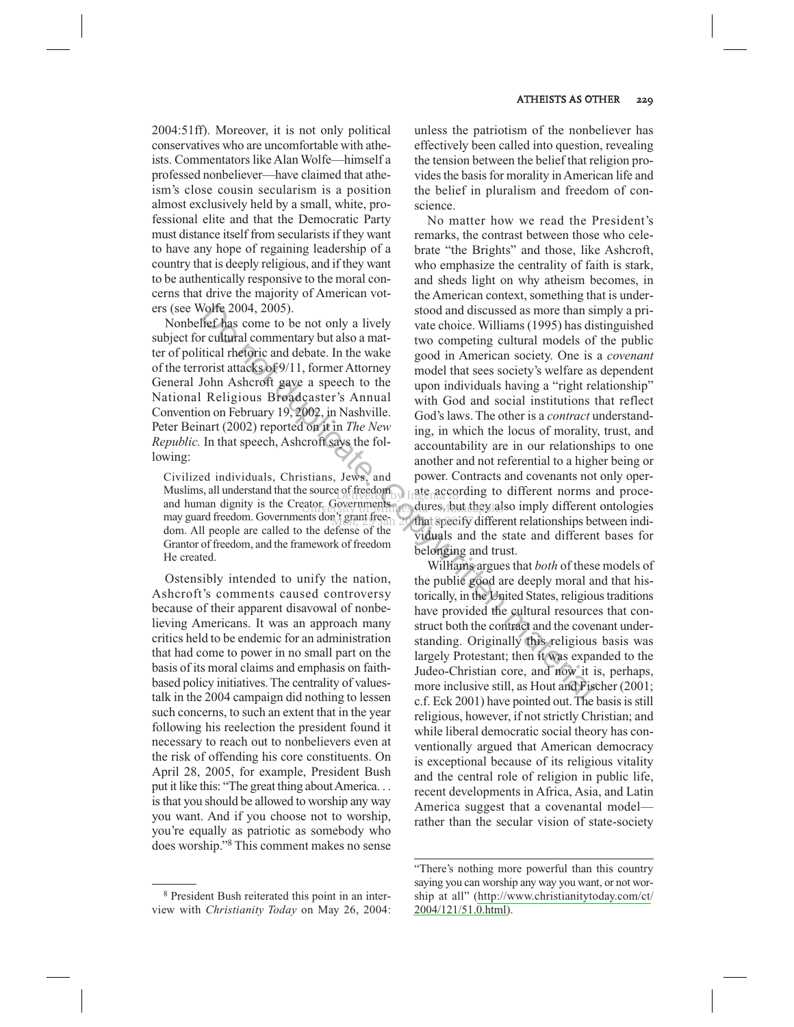2004:51ff). Moreover, it is not only political conservatives who are uncomfortable with atheists. Commentators like Alan Wolfe—himself a professed nonbeliever—have claimed that atheism's close cousin secularism is a position almost exclusively held by a small, white, professional elite and that the Democratic Party must distance itself from secularists if they want to have any hope of regaining leadership of a country that is deeply religious, and if they want to be authentically responsive to the moral concerns that drive the majority of American voters (see Wolfe 2004, 2005).

Nonbelief has come to be not only a lively subject for cultural commentary but also a matter of political rhetoric and debate. In the wake of the terrorist attacks of 9/11, former Attorney General John Ashcroft gave a speech to the National Religious Broadcaster's Annual Convention on February 19, 2002, in Nashville. Peter Beinart (2002) reported on it in *The New Republic.* In that speech, Ashcroft says the following:

> Civilized individuals, Christians, Jews, and Muslims, all understand that the source of freedom and human dignity is the Creator. Governments may guard freedom. Governments don't grant freedom. All people are called to the defense of the Grantor of freedom, and the framework of freedom He created.

Ostensibly intended to unify the nation, Ashcroft's comments caused controversy because of their apparent disavowal of nonbelieving Americans. It was an approach many critics held to be endemic for an administration that had come to power in no small part on the basis of its moral claims and emphasis on faith-based policy initiatives. The centrality of values-talk in the 2004 campaign did nothing to lessen such concerns, to such an extent that in the year following his reelection the president found it necessary to reach out to nonbelievers even at the risk of offending his core constituents. On April 28, 2005, for example, President Bush put it like this: "The great thing about America. . . is that you should be allowed to worship any way you want. And if you choose not to worship, you're equally as patriotic as somebody who does worship."[8] This comment makes no sense unless the patriotism of the nonbeliever has effectively been called into question, revealing the tension between the belief that religion provides the basis for morality in American life and the belief in pluralism and freedom of conscience.

No matter how we read the President's remarks, the contrast between those who celebrate "the Brights" and those, like Ashcroft, who emphasize the centrality of faith is stark, and sheds light on why atheism becomes, in the American context, something that is understood and discussed as more than simply a private choice. Williams (1995) has distinguished two competing cultural models of the public good in American society. One is a *covenant* model that sees society's welfare as dependent upon individuals having a "right relationship" with God and social institutions that reflect God's laws. The other is a *contract* understanding, in which the locus of morality, trust, and accountability are in our relationships to one another and not referential to a higher being or power. Contracts and covenants not only operate according to different norms and procedures, but they also imply different ontologies that specify different relationships between individuals and the state and different bases for belonging and trust.

Williams argues that *both* of these models of the public good are deeply moral and that historically, in the United States, religious traditions have provided the cultural resources that construct both the contract and the covenant understanding. Originally this religious basis was largely Protestant; then it was expanded to the Judeo-Christian core, and now it is, perhaps, more inclusive still, as Hout and Fischer (2001; c.f. Eck 2001) have pointed out. The basis is still religious, however, if not strictly Christian; and while liberal democratic social theory has conventionally argued that American democracy is exceptional because of its religious vitality and the central role of religion in public life, recent developments in Africa, Asia, and Latin America suggest that a covenantal model—rather than the secular vision of state-society

---

[8] President Bush reiterated this point in an interview with *Christianity Today* on May 26, 2004: "There's nothing more powerful than this country saying you can worship any way you want, or not worship at all" (http://www.christianitytoday.com/ct/2004/121/51.0.html).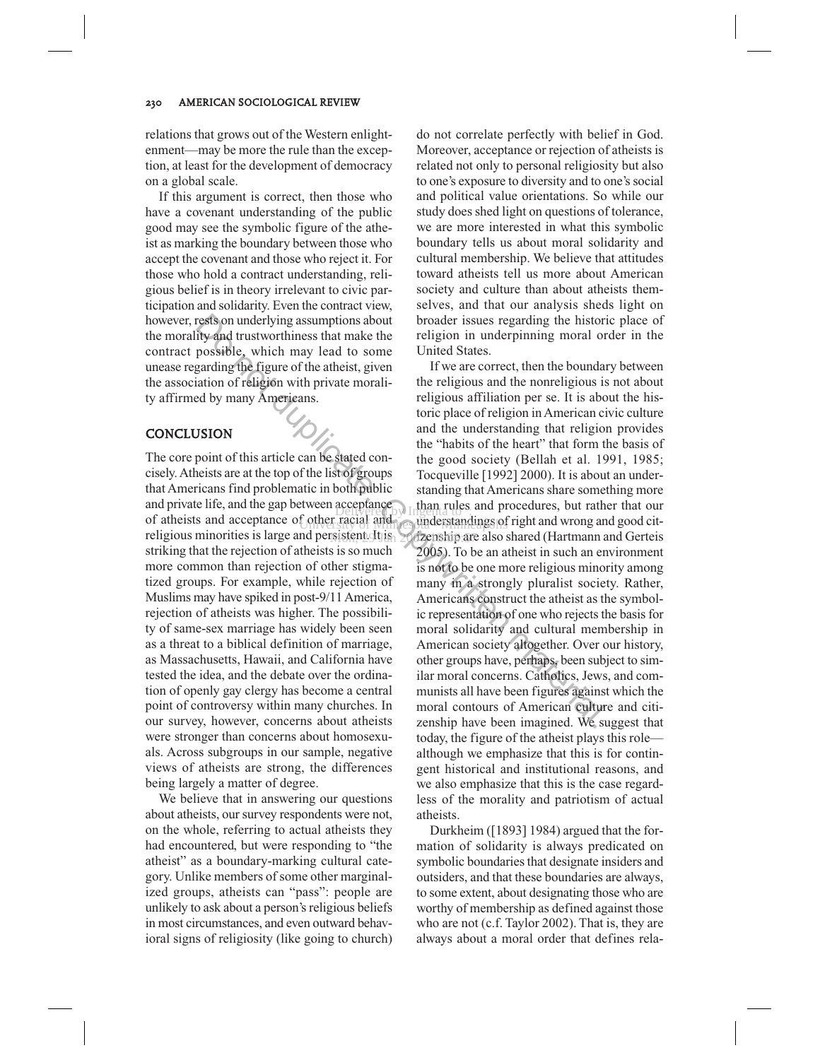relations that grows out of the Western enlightenment—may be more the rule than the exception, at least for the development of democracy on a global scale.

If this argument is correct, then those who have a covenant understanding of the public good may see the symbolic figure of the atheist as marking the boundary between those who accept the covenant and those who reject it. For those who hold a contract understanding, religious belief is in theory irrelevant to civic participation and solidarity. Even the contract view, however, rests on underlying assumptions about the morality and trustworthiness that make the contract possible, which may lead to some unease regarding the figure of the atheist, given the association of religion with private morality affirmed by many Americans.

## CONCLUSION

The core point of this article can be stated concisely. Atheists are at the top of the list of groups that Americans find problematic in both public and private life, and the gap between acceptance of atheists and acceptance of other racial and religious minorities is large and persistent. It is striking that the rejection of atheists is so much more common than rejection of other stigmatized groups. For example, while rejection of Muslims may have spiked in post-9/11 America, rejection of atheists was higher. The possibility of same-sex marriage has widely been seen as a threat to a biblical definition of marriage, as Massachusetts, Hawaii, and California have tested the idea, and the debate over the ordination of openly gay clergy has become a central point of controversy within many churches. In our survey, however, concerns about atheists were stronger than concerns about homosexuals. Across subgroups in our sample, negative views of atheists are strong, the differences being largely a matter of degree.

We believe that in answering our questions about atheists, our survey respondents were not, on the whole, referring to actual atheists they had encountered, but were responding to "the atheist" as a boundary-marking cultural category. Unlike members of some other marginalized groups, atheists can "pass": people are unlikely to ask about a person's religious beliefs in most circumstances, and even outward behavioral signs of religiosity (like going to church) do not correlate perfectly with belief in God. Moreover, acceptance or rejection of atheists is related not only to personal religiosity but also to one's exposure to diversity and to one's social and political value orientations. So while our study does shed light on questions of tolerance, we are more interested in what this symbolic boundary tells us about moral solidarity and cultural membership. We believe that attitudes toward atheists tell us more about American society and culture than about atheists themselves, and that our analysis sheds light on broader issues regarding the historic place of religion in underpinning moral order in the United States.

If we are correct, then the boundary between the religious and the nonreligious is not about religious affiliation per se. It is about the historic place of religion in American civic culture and the understanding that religion provides the "habits of the heart" that form the basis of the good society (Bellah et al. 1991, 1985; Tocqueville [1992] 2000). It is about an understanding that Americans share something more than rules and procedures, but rather that our understandings of right and wrong and good citizenship are also shared (Hartmann and Gerteis 2005). To be an atheist in such an environment is not to be one more religious minority among many in a strongly pluralist society. Rather, Americans construct the atheist as the symbolic representation of one who rejects the basis for moral solidarity and cultural membership in American society altogether. Over our history, other groups have, perhaps, been subject to similar moral concerns. Catholics, Jews, and communists all have been figures against which the moral contours of American culture and citizenship have been imagined. We suggest that today, the figure of the atheist plays this role—although we emphasize that this is for contingent historical and institutional reasons, and we also emphasize that this is the case regardless of the morality and patriotism of actual atheists.

Durkheim ([1893] 1984) argued that the formation of solidarity is always predicated on symbolic boundaries that designate insiders and outsiders, and that these boundaries are always, to some extent, about designating those who are worthy of membership as defined against those who are not (c.f. Taylor 2002). That is, they are always about a moral order that defines rela-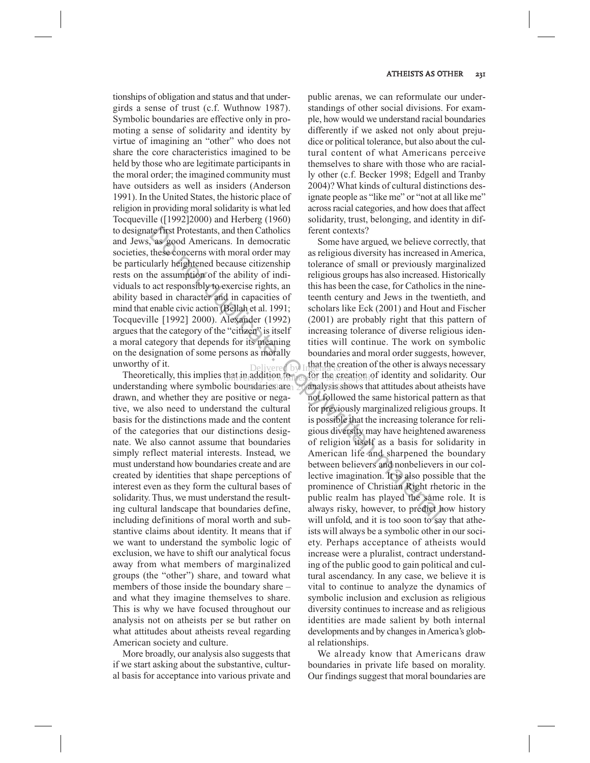tionships of obligation and status and that undergirds a sense of trust (c.f. Wuthnow 1987). Symbolic boundaries are effective only in promoting a sense of solidarity and identity by virtue of imagining an "other" who does not share the core characteristics imagined to be held by those who are legitimate participants in the moral order; the imagined community must have outsiders as well as insiders (Anderson 1991). In the United States, the historic place of religion in providing moral solidarity is what led Tocqueville ([1992]2000) and Herberg (1960) to designate first Protestants, and then Catholics and Jews, as good Americans. In democratic societies, these concerns with moral order may be particularly heightened because citizenship rests on the assumption of the ability of individuals to act responsibly to exercise rights, an ability based in character and in capacities of mind that enable civic action (Bellah et al. 1991; Tocqueville [1992] 2000). Alexander (1992) argues that the category of the "citizen" is itself a moral category that depends for its meaning on the designation of some persons as morally unworthy of it.

Theoretically, this implies that in addition to understanding where symbolic boundaries are drawn, and whether they are positive or negative, we also need to understand the cultural basis for the distinctions made and the content of the categories that our distinctions designate. We also cannot assume that boundaries simply reflect material interests. Instead, we must understand how boundaries create and are created by identities that shape perceptions of interest even as they form the cultural bases of solidarity. Thus, we must understand the resulting cultural landscape that boundaries define, including definitions of moral worth and substantive claims about identity. It means that if we want to understand the symbolic logic of exclusion, we have to shift our analytical focus away from what members of marginalized groups (the "other") share, and toward what members of those inside the boundary share – and what they imagine themselves to share. This is why we have focused throughout our analysis not on atheists per se but rather on what attitudes about atheists reveal regarding American society and culture.

More broadly, our analysis also suggests that if we start asking about the substantive, cultural basis for acceptance into various private and public arenas, we can reformulate our understandings of other social divisions. For example, how would we understand racial boundaries differently if we asked not only about prejudice or political tolerance, but also about the cultural content of what Americans perceive themselves to share with those who are racially other (c.f. Becker 1998; Edgell and Tranby 2004)? What kinds of cultural distinctions designate people as "like me" or "not at all like me" across racial categories, and how does that affect solidarity, trust, belonging, and identity in different contexts?

Some have argued, we believe correctly, that as religious diversity has increased in America, tolerance of small or previously marginalized religious groups has also increased. Historically this has been the case, for Catholics in the nineteenth century and Jews in the twentieth, and scholars like Eck (2001) and Hout and Fischer (2001) are probably right that this pattern of increasing tolerance of diverse religious identities will continue. The work on symbolic boundaries and moral order suggests, however, that the creation of the other is always necessary for the creation of identity and solidarity. Our analysis shows that attitudes about atheists have not followed the same historical pattern as that for previously marginalized religious groups. It is possible that the increasing tolerance for religious diversity may have heightened awareness of religion itself as a basis for solidarity in American life and sharpened the boundary between believers and nonbelievers in our collective imagination. It is also possible that the prominence of Christian Right rhetoric in the public realm has played the same role. It is always risky, however, to predict how history will unfold, and it is too soon to say that atheists will always be a symbolic other in our society. Perhaps acceptance of atheists would increase were a pluralist, contract understanding of the public good to gain political and cultural ascendancy. In any case, we believe it is vital to continue to analyze the dynamics of symbolic inclusion and exclusion as religious diversity continues to increase and as religious identities are made salient by both internal developments and by changes in America's global relationships.

We already know that Americans draw boundaries in private life based on morality. Our findings suggest that moral boundaries are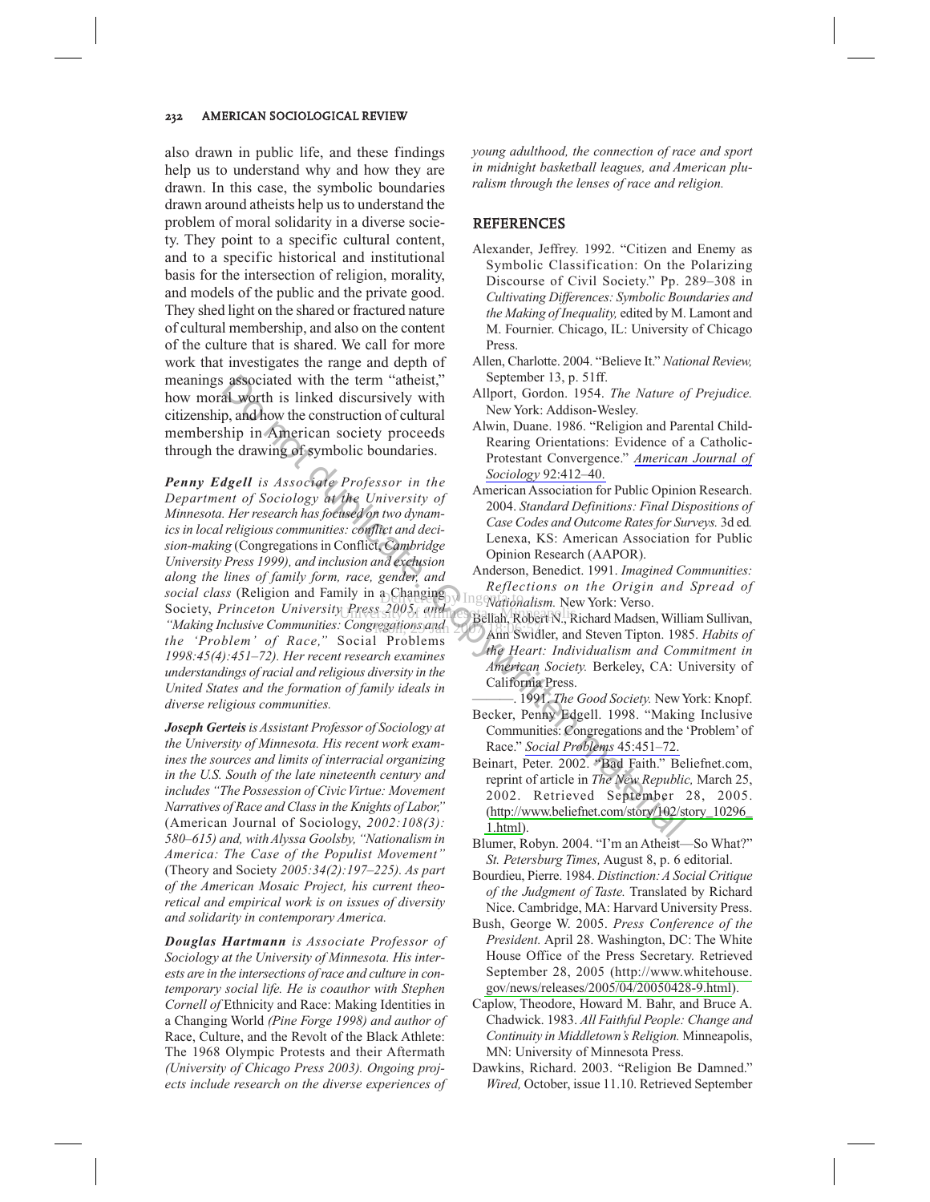also drawn in public life, and these findings help us to understand why and how they are drawn. In this case, the symbolic boundaries drawn around atheists help us to understand the problem of moral solidarity in a diverse society. They point to a specific cultural content, and to a specific historical and institutional basis for the intersection of religion, morality, and models of the public and the private good. They shed light on the shared or fractured nature of cultural membership, and also on the content of the culture that is shared. We call for more work that investigates the range and depth of meanings associated with the term "atheist," how moral worth is linked discursively with citizenship, and how the construction of cultural membership in American society proceeds through the drawing of symbolic boundaries.

***Penny Edgell*** *is Associate Professor in the Department of Sociology at the University of Minnesota. Her research has focused on two dynamics in local religious communities: conflict and decision-making* (Congregations in Conflict, *Cambridge University Press 1999), and inclusion and exclusion along the lines of family form, race, gender, and social class* (Religion and Family in a Changing Society, *Princeton University Press 2005, and "Making Inclusive Communities: Congregations and the 'Problem' of Race,"* Social Problems *1998:45(4):451–72). Her recent research examines understandings of racial and religious diversity in the United States and the formation of family ideals in diverse religious communities.*

***Joseph Gerteis*** *is Assistant Professor of Sociology at the University of Minnesota. His recent work examines the sources and limits of interracial organizing in the U.S. South of the late nineteenth century and includes "The Possession of Civic Virtue: Movement Narratives of Race and Class in the Knights of Labor,"* (American Journal of Sociology, *2002:108(3): 580–615) and, with Alyssa Goolsby, "Nationalism in America: The Case of the Populist Movement"* (Theory and Society *2005:34(2):197–225). As part of the American Mosaic Project, his current theoretical and empirical work is on issues of diversity and solidarity in contemporary America.*

***Douglas Hartmann*** *is Associate Professor of Sociology at the University of Minnesota. His interests are in the intersections of race and culture in contemporary social life. He is coauthor with Stephen Cornell of* Ethnicity and Race: Making Identities in a Changing World *(Pine Forge 1998) and author of* Race, Culture, and the Revolt of the Black Athlete: The 1968 Olympic Protests and their Aftermath *(University of Chicago Press 2003). Ongoing projects include research on the diverse experiences of young adulthood, the connection of race and sport in midnight basketball leagues, and American pluralism through the lenses of race and religion.*

## REFERENCES

Alexander, Jeffrey. 1992. "Citizen and Enemy as Symbolic Classification: On the Polarizing Discourse of Civil Society." Pp. 289–308 in *Cultivating Differences: Symbolic Boundaries and the Making of Inequality,* edited by M. Lamont and M. Fournier. Chicago, IL: University of Chicago Press.

Allen, Charlotte. 2004. "Believe It." *National Review,* September 13, p. 51ff.

Allport, Gordon. 1954. *The Nature of Prejudice.* New York: Addison-Wesley.

Alwin, Duane. 1986. "Religion and Parental Child-Rearing Orientations: Evidence of a Catholic-Protestant Convergence." *American Journal of Sociology* 92:412–40.

American Association for Public Opinion Research. 2004. *Standard Definitions: Final Dispositions of Case Codes and Outcome Rates for Surveys.* 3d ed. Lenexa, KS: American Association for Public Opinion Research (AAPOR).

Anderson, Benedict. 1991. *Imagined Communities: Reflections on the Origin and Spread of Nationalism.* New York: Verso.

Bellah, Robert N., Richard Madsen, William Sullivan, Ann Swidler, and Steven Tipton. 1985. *Habits of the Heart: Individualism and Commitment in American Society.* Berkeley, CA: University of California Press.

———. 1991. *The Good Society.* New York: Knopf.

Becker, Penny Edgell. 1998. "Making Inclusive Communities: Congregations and the 'Problem' of Race." *Social Problems* 45:451–72.

Beinart, Peter. 2002. "Bad Faith." Beliefnet.com, reprint of article in *The New Republic,* March 25, 2002. Retrieved September 28, 2005. (http://www.beliefnet.com/story/102/story_10296_1.html).

Blumer, Robyn. 2004. "I'm an Atheist—So What?" *St. Petersburg Times,* August 8, p. 6 editorial.

Bourdieu, Pierre. 1984. *Distinction: A Social Critique of the Judgment of Taste.* Translated by Richard Nice. Cambridge, MA: Harvard University Press.

Bush, George W. 2005. *Press Conference of the President.* April 28. Washington, DC: The White House Office of the Press Secretary. Retrieved September 28, 2005 (http://www.whitehouse.gov/news/releases/2005/04/20050428-9.html).

Caplow, Theodore, Howard M. Bahr, and Bruce A. Chadwick. 1983. *All Faithful People: Change and Continuity in Middletown's Religion.* Minneapolis, MN: University of Minnesota Press.

Dawkins, Richard. 2003. "Religion Be Damned." *Wired,* October, issue 11.10. Retrieved September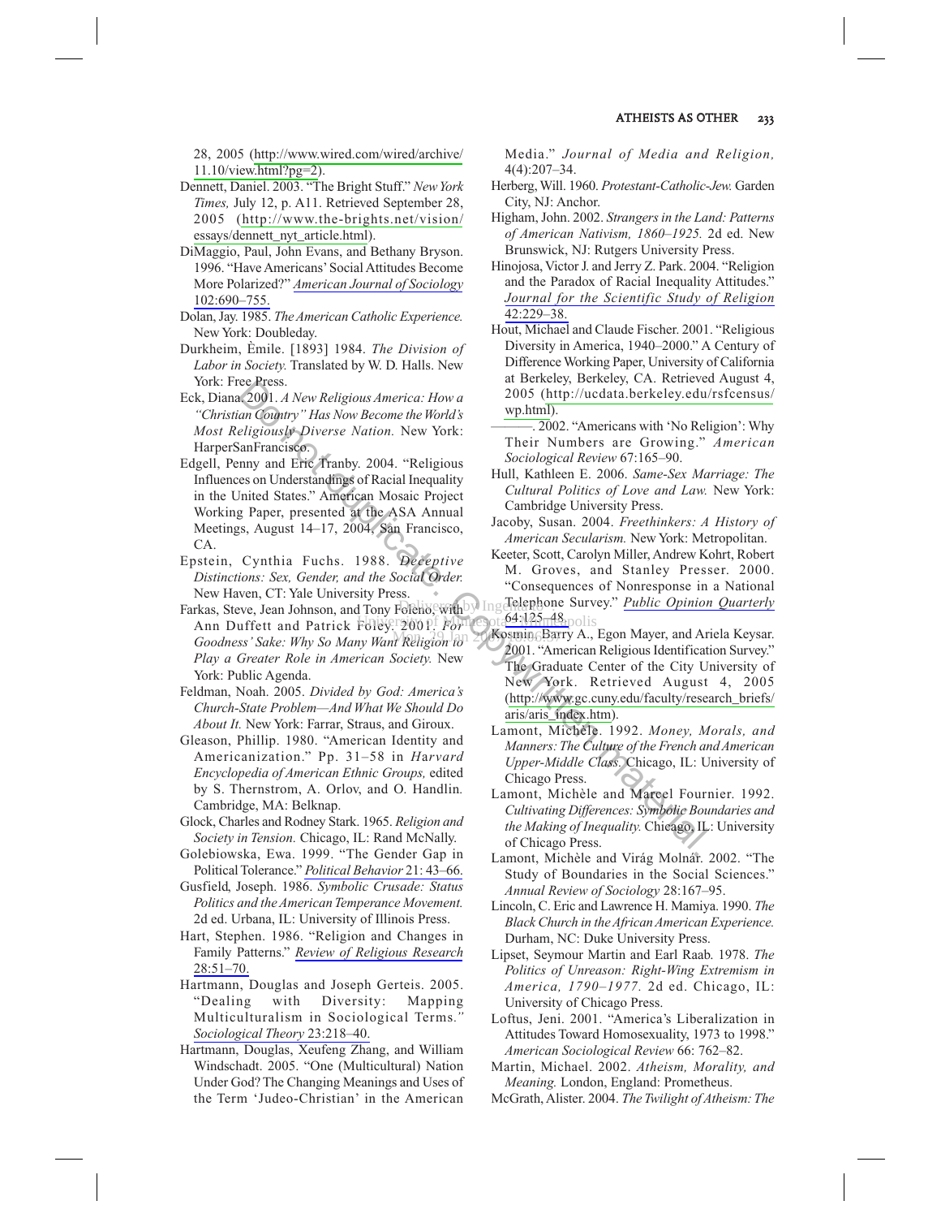28, 2005 (http://www.wired.com/wired/archive/11.10/view.html?pg=2).

Dennett, Daniel. 2003. "The Bright Stuff." *New York Times,* July 12, p. A11. Retrieved September 28, 2005 (http://www.the-brights.net/vision/essays/dennett_nyt_article.html).

DiMaggio, Paul, John Evans, and Bethany Bryson. 1996. "Have Americans' Social Attitudes Become More Polarized?" *American Journal of Sociology* 102:690–755.

Dolan, Jay. 1985. *The American Catholic Experience.* New York: Doubleday.

Durkheim, Èmile. [1893] 1984. *The Division of Labor in Society.* Translated by W. D. Halls. New York: Free Press.

Eck, Diana. 2001. *A New Religious America: How a "Christian Country" Has Now Become the World's Most Religiously Diverse Nation.* New York: HarperSanFrancisco.

Edgell, Penny and Eric Tranby. 2004. "Religious Influences on Understandings of Racial Inequality in the United States." American Mosaic Project Working Paper, presented at the ASA Annual Meetings, August 14–17, 2004, San Francisco, CA.

Epstein, Cynthia Fuchs. 1988. *Deceptive Distinctions: Sex, Gender, and the Social Order.* New Haven, CT: Yale University Press.

Farkas, Steve, Jean Johnson, and Tony Foleno, with Ann Duffett and Patrick Foley. 2001. *For Goodness' Sake: Why So Many Want Religion to Play a Greater Role in American Society.* New York: Public Agenda.

Feldman, Noah. 2005. *Divided by God: America's Church-State Problem—And What We Should Do About It.* New York: Farrar, Straus, and Giroux.

Gleason, Phillip. 1980. "American Identity and Americanization." Pp. 31–58 in *Harvard Encyclopedia of American Ethnic Groups,* edited by S. Thernstrom, A. Orlov, and O. Handlin. Cambridge, MA: Belknap.

Glock, Charles and Rodney Stark. 1965. *Religion and Society in Tension.* Chicago, IL: Rand McNally.

Golebiowska, Ewa. 1999. "The Gender Gap in Political Tolerance." *Political Behavior* 21: 43–66.

Gusfield, Joseph. 1986. *Symbolic Crusade: Status Politics and the American Temperance Movement.* 2d ed. Urbana, IL: University of Illinois Press.

Hart, Stephen. 1986. "Religion and Changes in Family Patterns." *Review of Religious Research* 28:51–70.

Hartmann, Douglas and Joseph Gerteis. 2005. "Dealing with Diversity: Mapping Multiculturalism in Sociological Terms." *Sociological Theory* 23:218–40.

Hartmann, Douglas, Xeufeng Zhang, and William Windschadt. 2005. "One (Multicultural) Nation Under God? The Changing Meanings and Uses of the Term 'Judeo-Christian' in the American Media." *Journal of Media and Religion,* 4(4):207–34.

Herberg, Will. 1960. *Protestant-Catholic-Jew.* Garden City, NJ: Anchor.

Higham, John. 2002. *Strangers in the Land: Patterns of American Nativism, 1860–1925.* 2d ed. New Brunswick, NJ: Rutgers University Press.

Hinojosa, Victor J. and Jerry Z. Park. 2004. "Religion and the Paradox of Racial Inequality Attitudes." *Journal for the Scientific Study of Religion* 42:229–38.

Hout, Michael and Claude Fischer. 2001. "Religious Diversity in America, 1940–2000." A Century of Difference Working Paper, University of California at Berkeley, Berkeley, CA. Retrieved August 4, 2005 (http://ucdata.berkeley.edu/rsfcensus/wp.html).

———. 2002. "Americans with 'No Religion': Why Their Numbers are Growing." *American Sociological Review* 67:165–90.

Hull, Kathleen E. 2006. *Same-Sex Marriage: The Cultural Politics of Love and Law.* New York: Cambridge University Press.

Jacoby, Susan. 2004. *Freethinkers: A History of American Secularism.* New York: Metropolitan.

Keeter, Scott, Carolyn Miller, Andrew Kohrt, Robert M. Groves, and Stanley Presser. 2000. "Consequences of Nonresponse in a National Telephone Survey." *Public Opinion Quarterly* 64:125–48.

Kosmin, Barry A., Egon Mayer, and Ariela Keysar. 2001. "American Religious Identification Survey." The Graduate Center of the City University of New York. Retrieved August 4, 2005 (http://www.gc.cuny.edu/faculty/research_briefs/aris/aris_index.htm).

Lamont, Michèle. 1992. *Money, Morals, and Manners: The Culture of the French and American Upper-Middle Class.* Chicago, IL: University of Chicago Press.

Lamont, Michèle and Marcel Fournier. 1992. *Cultivating Differences: Symbolic Boundaries and the Making of Inequality.* Chicago, IL: University of Chicago Press.

Lamont, Michèle and Virág Molnár. 2002. "The Study of Boundaries in the Social Sciences." *Annual Review of Sociology* 28:167–95.

Lincoln, C. Eric and Lawrence H. Mamiya. 1990. *The Black Church in the African American Experience.* Durham, NC: Duke University Press.

Lipset, Seymour Martin and Earl Raab. 1978. *The Politics of Unreason: Right-Wing Extremism in America, 1790–1977.* 2d ed. Chicago, IL: University of Chicago Press.

Loftus, Jeni. 2001. "America's Liberalization in Attitudes Toward Homosexuality, 1973 to 1998." *American Sociological Review* 66: 762–82.

Martin, Michael. 2002. *Atheism, Morality, and Meaning.* London, England: Prometheus.

McGrath, Alister. 2004. *The Twilight of Atheism: The*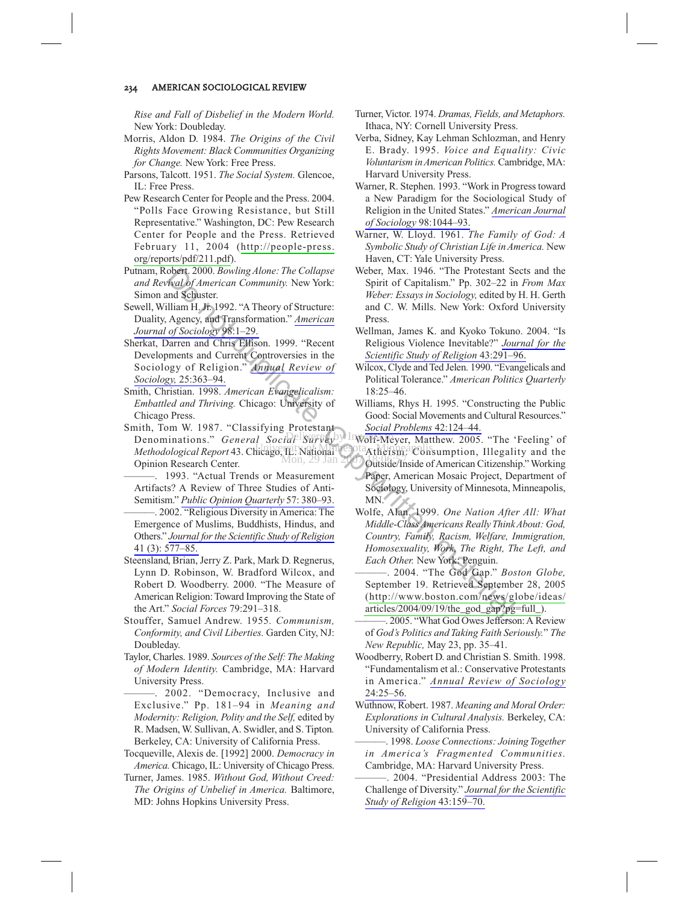*Rise and Fall of Disbelief in the Modern World.* New York: Doubleday.

Morris, Aldon D. 1984. *The Origins of the Civil Rights Movement: Black Communities Organizing for Change.* New York: Free Press.

Parsons, Talcott. 1951. *The Social System.* Glencoe, IL: Free Press.

Pew Research Center for People and the Press. 2004. "Polls Face Growing Resistance, but Still Representative." Washington, DC: Pew Research Center for People and the Press. Retrieved February 11, 2004 (http://people-press.org/reports/pdf/211.pdf).

Putnam, Robert. 2000. *Bowling Alone: The Collapse and Revival of American Community.* New York: Simon and Schuster.

Sewell, William H. Jr. 1992. "A Theory of Structure: Duality, Agency, and Transformation." *American Journal of Sociology* 98:1–29.

Sherkat, Darren and Chris Ellison. 1999. "Recent Developments and Current Controversies in the Sociology of Religion." *Annual Review of Sociology,* 25:363–94.

Smith, Christian. 1998. *American Evangelicalism: Embattled and Thriving.* Chicago: University of Chicago Press.

Smith, Tom W. 1987. "Classifying Protestant Denominations." *General Social Survey Methodological Report* 43. Chicago, IL: National Opinion Research Center.

———. 1993. "Actual Trends or Measurement Artifacts? A Review of Three Studies of Anti-Semitism." *Public Opinion Quarterly* 57: 380–93.

———. 2002. "Religious Diversity in America: The Emergence of Muslims, Buddhists, Hindus, and Others." *Journal for the Scientific Study of Religion* 41 (3): 577–85.

Steensland, Brian, Jerry Z. Park, Mark D. Regnerus, Lynn D. Robinson, W. Bradford Wilcox, and Robert D. Woodberry. 2000. "The Measure of American Religion: Toward Improving the State of the Art." *Social Forces* 79:291–318.

Stouffer, Samuel Andrew. 1955. *Communism, Conformity, and Civil Liberties.* Garden City, NJ: Doubleday.

Taylor, Charles. 1989. *Sources of the Self: The Making of Modern Identity.* Cambridge, MA: Harvard University Press.

———. 2002. "Democracy, Inclusive and Exclusive." Pp. 181–94 in *Meaning and Modernity: Religion, Polity and the Self,* edited by R. Madsen, W. Sullivan, A. Swidler, and S. Tipton. Berkeley, CA: University of California Press.

Tocqueville, Alexis de. [1992] 2000. *Democracy in America.* Chicago, IL: University of Chicago Press.

Turner, James. 1985. *Without God, Without Creed: The Origins of Unbelief in America.* Baltimore, MD: Johns Hopkins University Press.

Turner, Victor. 1974. *Dramas, Fields, and Metaphors.* Ithaca, NY: Cornell University Press.

Verba, Sidney, Kay Lehman Schlozman, and Henry E. Brady. 1995. *Voice and Equality: Civic Voluntarism in American Politics.* Cambridge, MA: Harvard University Press.

Warner, R. Stephen. 1993. "Work in Progress toward a New Paradigm for the Sociological Study of Religion in the United States." *American Journal of Sociology* 98:1044–93.

Warner, W. Lloyd. 1961. *The Family of God: A Symbolic Study of Christian Life in America.* New Haven, CT: Yale University Press.

Weber, Max. 1946. "The Protestant Sects and the Spirit of Capitalism." Pp. 302–22 in *From Max Weber: Essays in Sociology,* edited by H. H. Gerth and C. W. Mills. New York: Oxford University Press.

Wellman, James K. and Kyoko Tokuno. 2004. "Is Religious Violence Inevitable?" *Journal for the Scientific Study of Religion* 43:291–96.

Wilcox, Clyde and Ted Jelen. 1990. "Evangelicals and Political Tolerance." *American Politics Quarterly* 18:25–46.

Williams, Rhys H. 1995. "Constructing the Public Good: Social Movements and Cultural Resources." *Social Problems* 42:124–44.

Wolf-Meyer, Matthew. 2005. "The 'Feeling' of Atheism: Consumption, Illegality and the Outside/Inside of American Citizenship." Working Paper, American Mosaic Project, Department of Sociology, University of Minnesota, Minneapolis, MN.

Wolfe, Alan. 1999. *One Nation After All: What Middle-Class Americans Really Think About: God, Country, Family, Racism, Welfare, Immigration, Homosexuality, Work, The Right, The Left, and Each Other.* New York: Penguin.

———. 2004. "The God Gap." *Boston Globe,* September 19. Retrieved September 28, 2005 (http://www.boston.com/news/globe/ideas/articles/2004/09/19/the_god_gap?pg=full_).

———. 2005. "What God Owes Jefferson: A Review of *God's Politics and Taking Faith Seriously.*" *The New Republic,* May 23, pp. 35–41.

Woodberry, Robert D. and Christian S. Smith. 1998. "Fundamentalism et al.: Conservative Protestants in America." *Annual Review of Sociology* 24:25–56.

Wuthnow, Robert. 1987. *Meaning and Moral Order: Explorations in Cultural Analysis.* Berkeley, CA: University of California Press.

———. 1998. *Loose Connections: Joining Together in America's Fragmented Communities.* Cambridge, MA: Harvard University Press.

———. 2004. "Presidential Address 2003: The Challenge of Diversity." *Journal for the Scientific Study of Religion* 43:159–70.